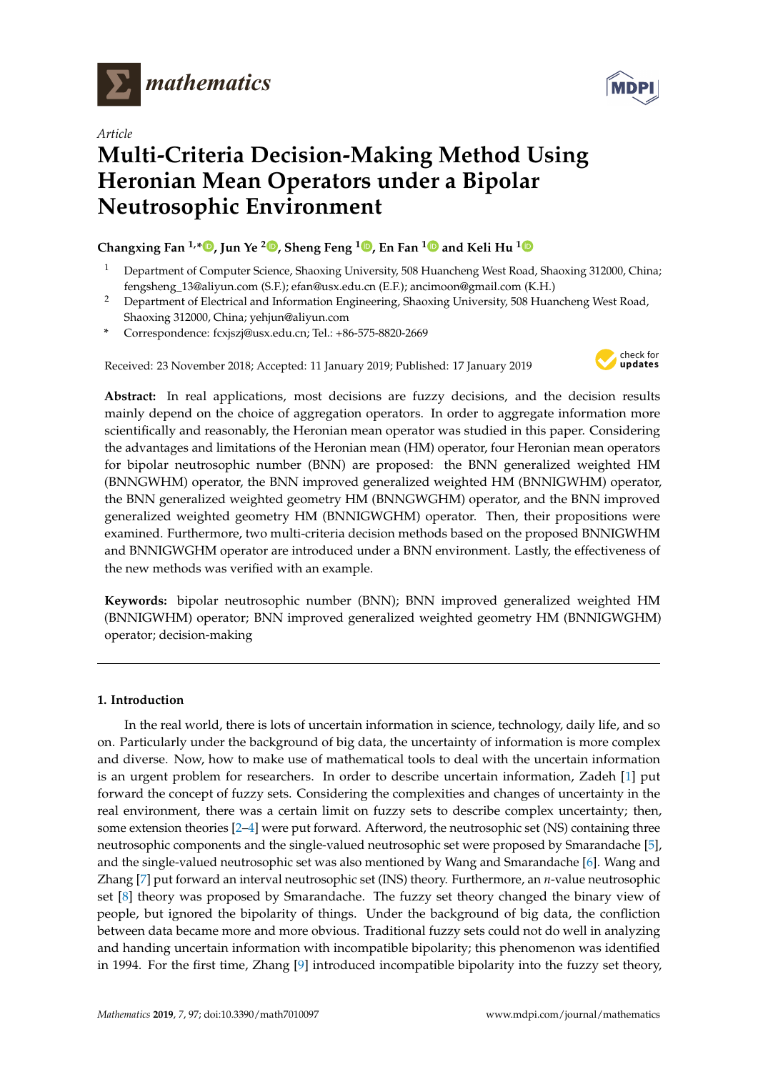*Article*

# Multi-Criteria Decision-Making Method Using Heronian Mean Operators under a Bipolar Neutrosophic Environment

**Changxing Fan [1,*], Jun Ye [2], Sheng Feng [1], En Fan [1] and Keli Hu [1]**

1. Department of Computer Science, Shaoxing University, 508 Huancheng West Road, Shaoxing 312000, China; fengsheng_13@aliyun.com (S.F.); efan@usx.edu.cn (E.F.); ancimoon@gmail.com (K.H.)
2. Department of Electrical and Information Engineering, Shaoxing University, 508 Huancheng West Road, Shaoxing 312000, China; yehjun@aliyun.com

\* Correspondence: fcxjszj@usx.edu.cn; Tel.: +86-575-8820-2669

Received: 23 November 2018; Accepted: 11 January 2019; Published: 17 January 2019

**Abstract:** In real applications, most decisions are fuzzy decisions, and the decision results mainly depend on the choice of aggregation operators. In order to aggregate information more scientifically and reasonably, the Heronian mean operator was studied in this paper. Considering the advantages and limitations of the Heronian mean (HM) operator, four Heronian mean operators for bipolar neutrosophic number (BNN) are proposed: the BNN generalized weighted HM (BNNGWHM) operator, the BNN improved generalized weighted HM (BNNIGWHM) operator, the BNN generalized weighted geometry HM (BNNGWGHM) operator, and the BNN improved generalized weighted geometry HM (BNNIGWGHM) operator. Then, their propositions were examined. Furthermore, two multi-criteria decision methods based on the proposed BNNIGWHM and BNNIGWGHM operator are introduced under a BNN environment. Lastly, the effectiveness of the new methods was verified with an example.

**Keywords:** bipolar neutrosophic number (BNN); BNN improved generalized weighted HM (BNNIGWHM) operator; BNN improved generalized weighted geometry HM (BNNIGWGHM) operator; decision-making

## 1. Introduction

In the real world, there is lots of uncertain information in science, technology, daily life, and so on. Particularly under the background of big data, the uncertainty of information is more complex and diverse. Now, how to make use of mathematical tools to deal with the uncertain information is an urgent problem for researchers. In order to describe uncertain information, Zadeh [1] put forward the concept of fuzzy sets. Considering the complexities and changes of uncertainty in the real environment, there was a certain limit on fuzzy sets to describe complex uncertainty; then, some extension theories [2–4] were put forward. Afterword, the neutrosophic set (NS) containing three neutrosophic components and the single-valued neutrosophic set were proposed by Smarandache [5], and the single-valued neutrosophic set was also mentioned by Wang and Smarandache [6]. Wang and Zhang [7] put forward an interval neutrosophic set (INS) theory. Furthermore, an $n$-value neutrosophic set [8] theory was proposed by Smarandache. The fuzzy set theory changed the binary view of people, but ignored the bipolarity of things. Under the background of big data, the confliction between data became more and more obvious. Traditional fuzzy sets could not do well in analyzing and handing uncertain information with incompatible bipolarity; this phenomenon was identified in 1994. For the first time, Zhang [9] introduced incompatible bipolarity into the fuzzy set theory,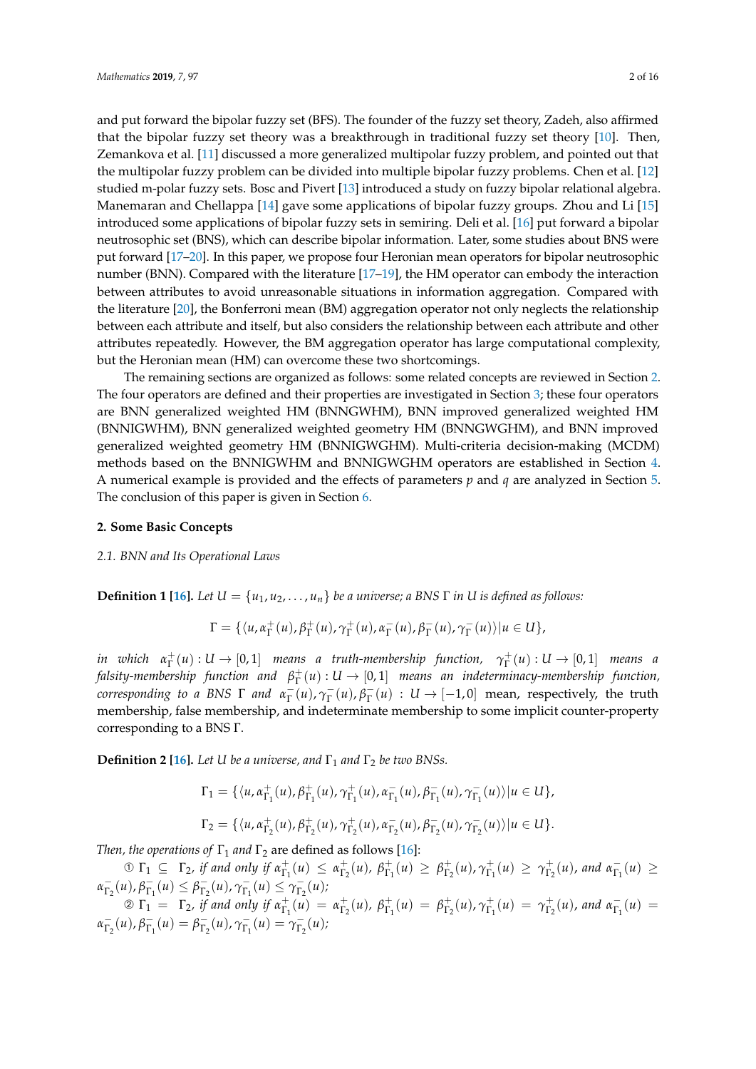and put forward the bipolar fuzzy set (BFS). The founder of the fuzzy set theory, Zadeh, also affirmed that the bipolar fuzzy set theory was a breakthrough in traditional fuzzy set theory [10]. Then, Zemankova et al. [11] discussed a more generalized multipolar fuzzy problem, and pointed out that the multipolar fuzzy problem can be divided into multiple bipolar fuzzy problems. Chen et al. [12] studied m-polar fuzzy sets. Bosc and Pivert [13] introduced a study on fuzzy bipolar relational algebra. Manemaran and Chellappa [14] gave some applications of bipolar fuzzy groups. Zhou and Li [15] introduced some applications of bipolar fuzzy sets in semiring. Deli et al. [16] put forward a bipolar neutrosophic set (BNS), which can describe bipolar information. Later, some studies about BNS were put forward [17–20]. In this paper, we propose four Heronian mean operators for bipolar neutrosophic number (BNN). Compared with the literature [17–19], the HM operator can embody the interaction between attributes to avoid unreasonable situations in information aggregation. Compared with the literature [20], the Bonferroni mean (BM) aggregation operator not only neglects the relationship between each attribute and itself, but also considers the relationship between each attribute and other attributes repeatedly. However, the BM aggregation operator has large computational complexity, but the Heronian mean (HM) can overcome these two shortcomings.

The remaining sections are organized as follows: some related concepts are reviewed in Section 2. The four operators are defined and their properties are investigated in Section 3; these four operators are BNN generalized weighted HM (BNNGWHM), BNN improved generalized weighted HM (BNNIGWHM), BNN generalized weighted geometry HM (BNNGWGHM), and BNN improved generalized weighted geometry HM (BNNIGWGHM). Multi-criteria decision-making (MCDM) methods based on the BNNIGWHM and BNNIGWGHM operators are established in Section 4. A numerical example is provided and the effects of parameters $p$ and $q$ are analyzed in Section 5. The conclusion of this paper is given in Section 6.

## 2. Some Basic Concepts

### 2.1. BNN and Its Operational Laws

**Definition 1 [16].** *Let $U = \{u_1, u_2, \ldots, u_n\}$ be a universe; a BNS $\Gamma$ in $U$ is defined as follows:*

$$\Gamma = \{\langle u, \alpha_\Gamma^+(u), \beta_\Gamma^+(u), \gamma_\Gamma^+(u), \alpha_\Gamma^-(u), \beta_\Gamma^-(u), \gamma_\Gamma^-(u)\rangle | u \in U\},$$

*in which $\alpha_\Gamma^+(u) : U \to [0,1]$ means a truth-membership function, $\gamma_\Gamma^+(u) : U \to [0,1]$ means a falsity-membership function and $\beta_\Gamma^+(u) : U \to [0,1]$ means an indeterminacy-membership function, corresponding to a BNS $\Gamma$ and $\alpha_\Gamma^-(u), \gamma_\Gamma^-(u), \beta_\Gamma^-(u) : U \to [-1,0]$ mean, respectively, the truth* membership, false membership, and indeterminate membership to some implicit counter-property corresponding to a BNS $\Gamma$.

**Definition 2 [16].** *Let $U$ be a universe, and $\Gamma_1$ and $\Gamma_2$ be two BNSs.*

$$\Gamma_1 = \{\langle u, \alpha_{\Gamma_1}^+(u), \beta_{\Gamma_1}^+(u), \gamma_{\Gamma_1}^+(u), \alpha_{\Gamma_1}^-(u), \beta_{\Gamma_1}^-(u), \gamma_{\Gamma_1}^-(u)\rangle | u \in U\},$$

$$\Gamma_2 = \{\langle u, \alpha_{\Gamma_2}^+(u), \beta_{\Gamma_2}^+(u), \gamma_{\Gamma_2}^+(u), \alpha_{\Gamma_2}^-(u), \beta_{\Gamma_2}^-(u), \gamma_{\Gamma_2}^-(u)\rangle | u \in U\}.$$

*Then, the operations of $\Gamma_1$ and $\Gamma_2$* are defined as follows [16]:

① $\Gamma_1 \subseteq \Gamma_2$, *if and only if* $\alpha_{\Gamma_1}^+(u) \leq \alpha_{\Gamma_2}^+(u)$, $\beta_{\Gamma_1}^+(u) \geq \beta_{\Gamma_2}^+(u)$, $\gamma_{\Gamma_1}^+(u) \geq \gamma_{\Gamma_2}^+(u)$, *and* $\alpha_{\Gamma_1}^-(u) \geq \alpha_{\Gamma_2}^-(u)$, $\beta_{\Gamma_1}^-(u) \leq \beta_{\Gamma_2}^-(u)$, $\gamma_{\Gamma_1}^-(u) \leq \gamma_{\Gamma_2}^-(u)$;

② $\Gamma_1 = \Gamma_2$, *if and only if* $\alpha_{\Gamma_1}^+(u) = \alpha_{\Gamma_2}^+(u)$, $\beta_{\Gamma_1}^+(u) = \beta_{\Gamma_2}^+(u)$, $\gamma_{\Gamma_1}^+(u) = \gamma_{\Gamma_2}^+(u)$, *and* $\alpha_{\Gamma_1}^-(u) = \alpha_{\Gamma_2}^-(u)$, $\beta_{\Gamma_1}^-(u) = \beta_{\Gamma_2}^-(u)$, $\gamma_{\Gamma_1}^-(u) = \gamma_{\Gamma_2}^-(u)$;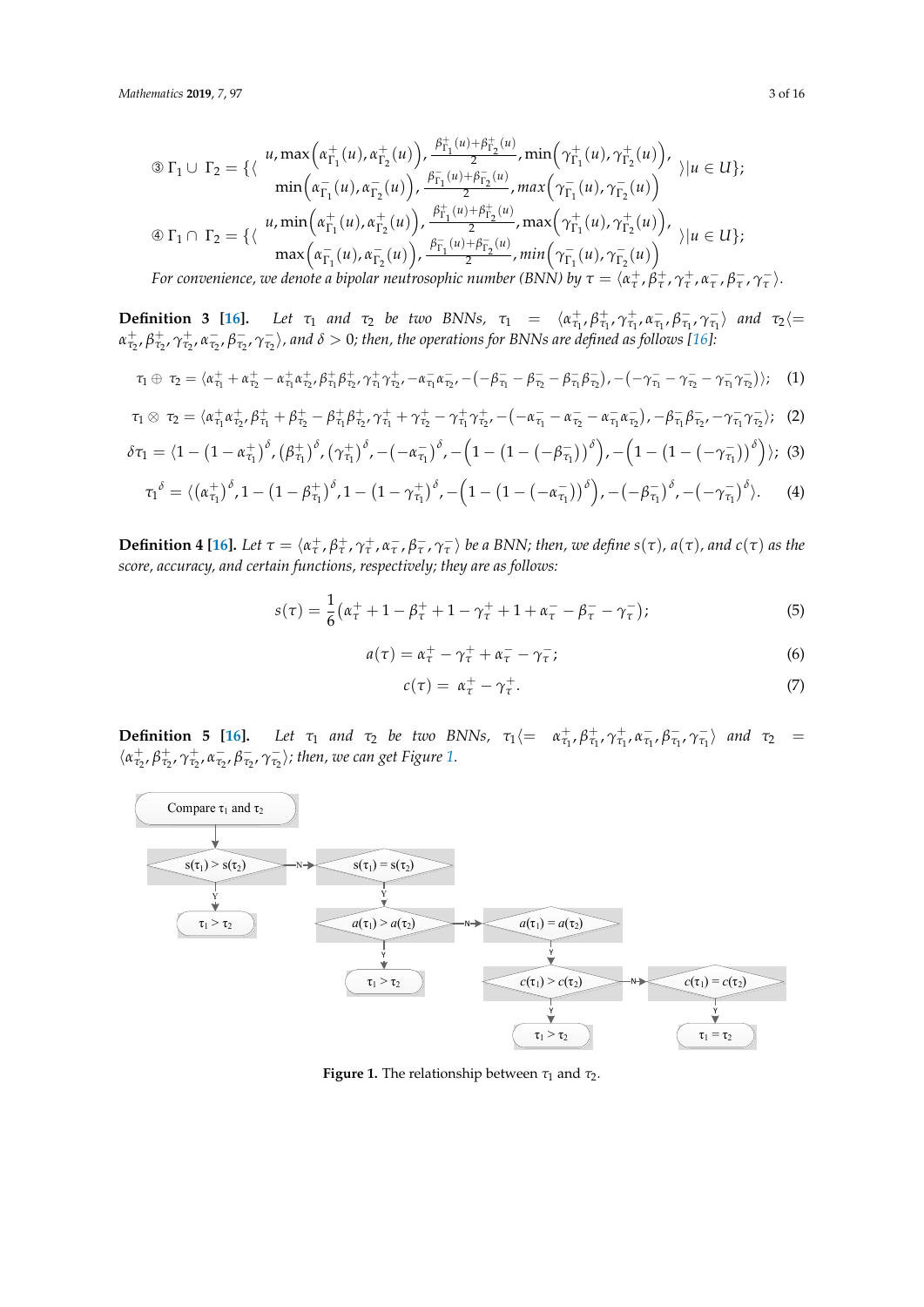③ $\Gamma_1 \cup \Gamma_2 = \{\langle \begin{array}{l} u, \max\left(\alpha^+_{\Gamma_1}(u), \alpha^+_{\Gamma_2}(u)\right), \frac{\beta^+_{\Gamma_1}(u)+\beta^+_{\Gamma_2}(u)}{2}, \min\left(\gamma^+_{\Gamma_1}(u), \gamma^+_{\Gamma_2}(u)\right), \\ \min\left(\alpha^-_{\Gamma_1}(u), \alpha^-_{\Gamma_2}(u)\right), \frac{\beta^-_{\Gamma_1}(u)+\beta^-_{\Gamma_2}(u)}{2}, \max\left(\gamma^-_{\Gamma_1}(u), \gamma^-_{\Gamma_2}(u)\right) \end{array} \rangle | u \in U\}$;

④ $\Gamma_1 \cap \Gamma_2 = \{\langle \begin{array}{l} u, \min\left(\alpha^+_{\Gamma_1}(u), \alpha^+_{\Gamma_2}(u)\right), \frac{\beta^+_{\Gamma_1}(u)+\beta^+_{\Gamma_2}(u)}{2}, \max\left(\gamma^+_{\Gamma_1}(u), \gamma^+_{\Gamma_2}(u)\right), \\ \max\left(\alpha^-_{\Gamma_1}(u), \alpha^-_{\Gamma_2}(u)\right), \frac{\beta^-_{\Gamma_1}(u)+\beta^-_{\Gamma_2}(u)}{2}, \min\left(\gamma^-_{\Gamma_1}(u), \gamma^-_{\Gamma_2}(u)\right) \end{array} \rangle | u \in U\}$;

*For convenience, we denote a bipolar neutrosophic number (BNN) by* $\tau = \langle \alpha^+_\tau, \beta^+_\tau, \gamma^+_\tau, \alpha^-_\tau, \beta^-_\tau, \gamma^-_\tau \rangle$.

**Definition 3** [16]. *Let* $\tau_1$ *and* $\tau_2$ *be two BNNs,* $\tau_1 = \langle \alpha^+_{\tau_1}, \beta^+_{\tau_1}, \gamma^+_{\tau_1}, \alpha^-_{\tau_1}, \beta^-_{\tau_1}, \gamma^-_{\tau_1} \rangle$ *and* $\tau_2 \langle = \alpha^+_{\tau_2}, \beta^+_{\tau_2}, \gamma^+_{\tau_2}, \alpha^-_{\tau_2}, \beta^-_{\tau_2}, \gamma^-_{\tau_2} \rangle$*, and* $\delta > 0$*; then, the operations for BNNs are defined as follows [16]:*

$$\tau_1 \oplus \tau_2 = \langle \alpha^+_{\tau_1} + \alpha^+_{\tau_2} - \alpha^+_{\tau_1}\alpha^+_{\tau_2}, \beta^+_{\tau_1}\beta^+_{\tau_2}, \gamma^+_{\tau_1}\gamma^+_{\tau_2}, -\alpha^-_{\tau_1}\alpha^-_{\tau_2}, -(-\beta^-_{\tau_1} - \beta^-_{\tau_2} - \beta^-_{\tau_1}\beta^-_{\tau_2}), -(-\gamma^-_{\tau_1} - \gamma^-_{\tau_2} - \gamma^-_{\tau_1}\gamma^-_{\tau_2}) \rangle; \quad (1)$$

$$\tau_1 \otimes \tau_2 = \langle \alpha^+_{\tau_1}\alpha^+_{\tau_2}, \beta^+_{\tau_1} + \beta^+_{\tau_2} - \beta^+_{\tau_1}\beta^+_{\tau_2}, \gamma^+_{\tau_1} + \gamma^+_{\tau_2} - \gamma^+_{\tau_1}\gamma^+_{\tau_2}, -(-\alpha^-_{\tau_1} - \alpha^-_{\tau_2} - \alpha^-_{\tau_1}\alpha^-_{\tau_2}), -\beta^-_{\tau_1}\beta^-_{\tau_2}, -\gamma^-_{\tau_1}\gamma^-_{\tau_2} \rangle; \quad (2)$$

$$\delta\tau_1 = \langle 1 - (1 - \alpha^+_{\tau_1})^\delta, (\beta^+_{\tau_1})^\delta, (\gamma^+_{\tau_1})^\delta, -(-\alpha^-_{\tau_1})^\delta, -\left(1 - (1 - (-\beta^-_{\tau_1}))^\delta\right), -\left(1 - (1 - (-\gamma^-_{\tau_1}))^\delta\right) \rangle; \quad (3)$$

$$\tau_1^{\ \delta} = \langle (\alpha^+_{\tau_1})^\delta, 1 - (1 - \beta^+_{\tau_1})^\delta, 1 - (1 - \gamma^+_{\tau_1})^\delta, -\left(1 - (1 - (-\alpha^-_{\tau_1}))^\delta\right), -(-\beta^-_{\tau_1})^\delta, -(-\gamma^-_{\tau_1})^\delta \rangle. \quad (4)$$

**Definition 4** [16]. *Let* $\tau = \langle \alpha^+_\tau, \beta^+_\tau, \gamma^+_\tau, \alpha^-_\tau, \beta^-_\tau, \gamma^-_\tau \rangle$ *be a BNN; then, we define* $s(\tau)$, $a(\tau)$, *and* $c(\tau)$ *as the score, accuracy, and certain functions, respectively; they are as follows:*

$$s(\tau) = \frac{1}{6}(\alpha^+_\tau + 1 - \beta^+_\tau + 1 - \gamma^+_\tau + 1 + \alpha^-_\tau - \beta^-_\tau - \gamma^-_\tau); \quad (5)$$

$$a(\tau) = \alpha^+_\tau - \gamma^+_\tau + \alpha^-_\tau - \gamma^-_\tau; \quad (6)$$

$$c(\tau) = \alpha^+_\tau - \gamma^+_\tau. \quad (7)$$

**Definition 5** [16]. *Let* $\tau_1$ *and* $\tau_2$ *be two BNNs,* $\tau_1 \langle = \alpha^+_{\tau_1}, \beta^+_{\tau_1}, \gamma^+_{\tau_1}, \alpha^-_{\tau_1}, \beta^-_{\tau_1}, \gamma^-_{\tau_1} \rangle$ *and* $\tau_2 = \langle \alpha^+_{\tau_2}, \beta^+_{\tau_2}, \gamma^+_{\tau_2}, \alpha^-_{\tau_2}, \beta^-_{\tau_2}, \gamma^-_{\tau_2} \rangle$*; then, we can get Figure 1.*

Compare $\tau_1$ and $\tau_2$ → $s(\tau_1) > s(\tau_2)$ — Y → $\tau_1 > \tau_2$; N → $s(\tau_1) = s(\tau_2)$ — Y → $a(\tau_1) > a(\tau_2)$ — Y → $\tau_1 > \tau_2$; N → $a(\tau_1) = a(\tau_2)$ — Y → $c(\tau_1) > c(\tau_2)$ — Y → $\tau_1 > \tau_2$; N → $c(\tau_1) = c(\tau_2)$ — Y → $\tau_1 = \tau_2$

**Figure 1.** The relationship between $\tau_1$ and $\tau_2$.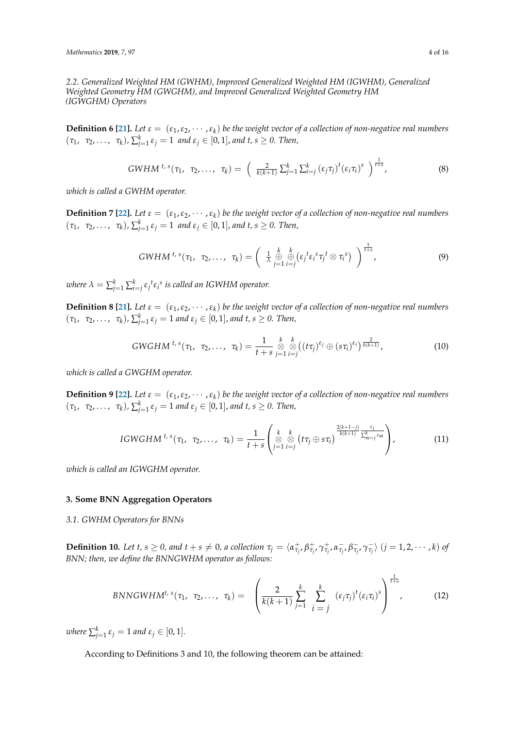### 2.2. Generalized Weighted HM (GWHM), Improved Generalized Weighted HM (IGWHM), Generalized Weighted Geometry HM (GWGHM), and Improved Generalized Weighted Geometry HM (IGWGHM) Operators

**Definition 6 [21].** *Let $\varepsilon = (\varepsilon_1, \varepsilon_2, \cdots, \varepsilon_k)$ be the weight vector of a collection of non-negative real numbers $(\tau_1, \ \tau_2, \ldots, \ \tau_k)$, $\sum_{j=1}^{k} \varepsilon_j = 1$ and $\varepsilon_j \in [0,1]$, and $t, s \geq 0$. Then,*

$$GWHM^{\,t,\,s}(\tau_1, \ \tau_2, \ldots, \ \tau_k) = \left( \frac{2}{k(k+1)} \sum_{j=1}^{k} \sum_{i=j}^{k} (\varepsilon_j \tau_j)^t (\varepsilon_i \tau_i)^s \right)^{\frac{1}{t+s}}, \tag{8}$$

*which is called a GWHM operator.*

**Definition 7 [22].** *Let $\varepsilon = (\varepsilon_1, \varepsilon_2, \cdots, \varepsilon_k)$ be the weight vector of a collection of non-negative real numbers $(\tau_1, \ \tau_2, \ldots, \ \tau_k)$, $\sum_{j=1}^{k} \varepsilon_j = 1$ and $\varepsilon_j \in [0,1]$, and $t, s \geq 0$. Then,*

$$GWHM^{\,t,\,s}(\tau_1, \ \tau_2, \ldots, \ \tau_k) = \left( \frac{1}{\lambda} \mathop{\oplus}_{j=1}^{k} \mathop{\oplus}_{i=j}^{k} \left( {\varepsilon_j}^t {\varepsilon_i}^s {\tau_j}^t \otimes {\tau_i}^s \right) \right)^{\frac{1}{t+s}}, \tag{9}$$

*where $\lambda = \sum_{j=1}^{k} \sum_{i=j}^{k} {\varepsilon_j}^t {\varepsilon_i}^s$ is called an IGWHM operator.*

**Definition 8 [21].** *Let $\varepsilon = (\varepsilon_1, \varepsilon_2, \cdots, \varepsilon_k)$ be the weight vector of a collection of non-negative real numbers $(\tau_1, \ \tau_2, \ldots, \ \tau_k)$, $\sum_{j=1}^{k} \varepsilon_j = 1$ and $\varepsilon_j \in [0,1]$, and $t, s \geq 0$. Then,*

$$GWGHM^{\,t,\,s}(\tau_1, \ \tau_2, \ldots, \ \tau_k) = \frac{1}{t+s} \mathop{\otimes}_{j=1}^{k} \mathop{\otimes}_{i=j}^{k} \left( (t\tau_j)^{\varepsilon_j} \oplus (s\tau_i)^{\varepsilon_i} \right)^{\frac{2}{k(k+1)}}, \tag{10}$$

*which is called a GWGHM operator.*

**Definition 9 [22].** *Let $\varepsilon = (\varepsilon_1, \varepsilon_2, \cdots, \varepsilon_k)$ be the weight vector of a collection of non-negative real numbers $(\tau_1, \ \tau_2, \ldots, \ \tau_k)$, $\sum_{j=1}^{k} \varepsilon_j = 1$ and $\varepsilon_j \in [0,1]$, and $t, s \geq 0$. Then,*

$$IGWGHM^{\,t,\,s}(\tau_1, \ \tau_2, \ldots, \ \tau_k) = \frac{1}{t+s} \left( \mathop{\otimes}_{j=1}^{k} \mathop{\otimes}_{i=j}^{k} \left( t\tau_j \oplus s\tau_i \right)^{\frac{2(k+1-j)}{k(k+1)} \frac{\varepsilon_i}{\sum_{m=j}^{k} \varepsilon_m}} \right), \tag{11}$$

*which is called an IGWGHM operator.*

## 3. Some BNN Aggregation Operators

### 3.1. GWHM Operators for BNNs

**Definition 10.** *Let $t, s \geq 0$, and $t + s \neq 0$, a collection $\tau_j = \langle \alpha_{\tau_j}^{+}, \beta_{\tau_j}^{+}, \gamma_{\tau_j}^{+}, \alpha_{\tau_j}^{-}, \beta_{\tau_j}^{-}, \gamma_{\tau_j}^{-} \rangle$ $(j = 1, 2, \cdots, k)$ of BNN; then, we define the BNNGWHM operator as follows:*

$$BNNGWHM^{t,\,s}(\tau_1, \ \tau_2, \ldots, \ \tau_k) = \left( \frac{2}{k(k+1)} \sum_{j=1}^{k} \sum_{i=j}^{k} (\varepsilon_j \tau_j)^t (\varepsilon_i \tau_i)^s \right)^{\frac{1}{t+s}}, \tag{12}$$

*where $\sum_{j=1}^{k} \varepsilon_j = 1$ and $\varepsilon_j \in [0,1]$.*

According to Definitions 3 and 10, the following theorem can be attained: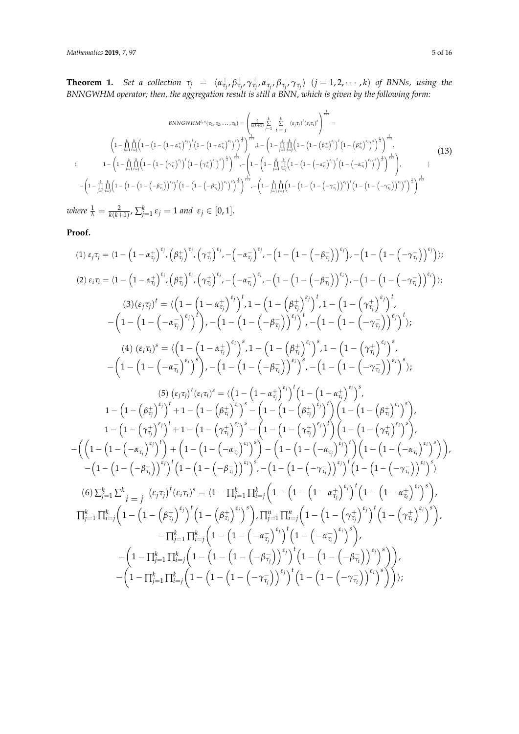**Theorem 1.** *Set a collection* $\tau_j = \langle \alpha^+_{\tau_j}, \beta^+_{\tau_j}, \gamma^+_{\tau_j}, \alpha^-_{\tau_j}, \beta^-_{\tau_j}, \gamma^-_{\tau_j} \rangle$ $(j = 1, 2, \cdots, k)$ *of BNNs, using the BNNGWHM operator; then, the aggregation result is still a BNN, which is given by the following form:*

$$
BNNGWHM^{t,s}(\tau_1, \tau_2, \ldots, \tau_k) = \left( \frac{2}{k(k+1)} \sum_{j=1}^{k} \sum_{i=j}^{k} (\varepsilon_j \tau_j)^t (\varepsilon_i \tau_i)^s \right)^{\frac{1}{t+s}} =
$$
$$
\langle \left(1 - \prod_{j=1}^{k}\prod_{i=j}^{k}\left(1-\left(1-\left(1-\alpha^+_{\tau_j}\right)^{\varepsilon_j}\right)^t\left(1-\left(1-\alpha^+_{\tau_i}\right)^{\varepsilon_i}\right)^s\right)^{\frac{1}{\lambda}}\right)^{\frac{1}{t+s}}, 1-\left(1 - \prod_{j=1}^{k}\prod_{i=j}^{k}\left(1-\left(1-\left(\beta^+_{\tau_j}\right)^{\varepsilon_j}\right)^t\left(1-\left(\beta^+_{\tau_i}\right)^{\varepsilon_i}\right)^s\right)^{\frac{1}{\lambda}}\right)^{\frac{1}{t+s}},
$$
$$
1-\left(1 - \prod_{j=1}^{k}\prod_{i=j}^{k}\left(1-\left(1-\left(\gamma^+_{\tau_j}\right)^{\varepsilon_j}\right)^t\left(1-\left(\gamma^+_{\tau_i}\right)^{\varepsilon_i}\right)^s\right)^{\frac{1}{\lambda}}\right)^{\frac{1}{t+s}}, -\left(1-\left(1 - \prod_{j=1}^{k}\prod_{i=j}^{k}\left(1-\left(1-\left(-\alpha^-_{\tau_j}\right)^{\varepsilon_j}\right)^t\left(1-\left(-\alpha^-_{\tau_i}\right)^{\varepsilon_i}\right)^s\right)^{\frac{1}{\lambda}}\right)^{\frac{1}{t+s}}\right),
$$
$$
-\left(1 - \prod_{j=1}^{k}\prod_{i=j}^{k}\left(1-\left(1-\left(1-\left(-\beta^-_{\tau_j}\right)\right)^{\varepsilon_j}\right)^t\left(1-\left(1-\left(-\beta^-_{\tau_i}\right)\right)^{\varepsilon_i}\right)^s\right)^{\frac{1}{\lambda}}\right)^{\frac{1}{t+s}}, -\left(1 - \prod_{j=1}^{k}\prod_{i=j}^{k}\left(1-\left(1-\left(1-\left(-\gamma^-_{\tau_j}\right)\right)^{\varepsilon_j}\right)^t\left(1-\left(1-\left(-\gamma^-_{\tau_i}\right)\right)^{\varepsilon_i}\right)^s\right)^{\frac{1}{\lambda}}\right)^{\frac{1}{t+s}} \rangle \tag{13}
$$

*where* $\frac{1}{\lambda} = \frac{2}{k(k+1)}$, $\sum_{j=1}^{k} \varepsilon_j = 1$ *and* $\varepsilon_j \in [0,1]$.

**Proof.**

$$
(1)\ \varepsilon_j \tau_j = \langle 1 - \left(1 - \alpha^+_{\tau_j}\right)^{\varepsilon_j}, \left(\beta^+_{\tau_j}\right)^{\varepsilon_j}, \left(\gamma^+_{\tau_j}\right)^{\varepsilon_j}, -\left(-\alpha^-_{\tau_j}\right)^{\varepsilon_j}, -\left(1-\left(1-\left(-\beta^-_{\tau_j}\right)\right)^{\varepsilon_j}\right), -\left(1-\left(1-\left(-\gamma^-_{\tau_j}\right)\right)^{\varepsilon_j}\right) \rangle;
$$

$$
(2)\ \varepsilon_i \tau_i = \langle 1 - \left(1 - \alpha^+_{\tau_i}\right)^{\varepsilon_i}, \left(\beta^+_{\tau_i}\right)^{\varepsilon_i}, \left(\gamma^+_{\tau_i}\right)^{\varepsilon_i}, -\left(-\alpha^-_{\tau_i}\right)^{\varepsilon_i}, -\left(1-\left(1-\left(-\beta^-_{\tau_i}\right)\right)^{\varepsilon_i}\right), -\left(1-\left(1-\left(-\gamma^-_{\tau_i}\right)\right)^{\varepsilon_i}\right) \rangle;
$$

$$
(3)\left(\varepsilon_j \tau_j\right)^t = \langle \left(1-\left(1-\alpha^+_{\tau_j}\right)^{\varepsilon_j}\right)^t, 1-\left(1-\left(\beta^+_{\tau_j}\right)^{\varepsilon_j}\right)^t, 1-\left(1-\left(\gamma^+_{\tau_j}\right)^{\varepsilon_j}\right)^t,
$$
$$
-\left(1-\left(1-\left(-\alpha^-_{\tau_j}\right)^{\varepsilon_j}\right)^t\right), -\left(1-\left(1-\left(-\beta^-_{\tau_j}\right)\right)^{\varepsilon_j}\right)^t, -\left(1-\left(1-\left(-\gamma^-_{\tau_j}\right)\right)^{\varepsilon_j}\right)^t \rangle;
$$

$$
(4)\ \left(\varepsilon_i \tau_i\right)^s = \langle \left(1-\left(1-\alpha^+_{\tau_i}\right)^{\varepsilon_i}\right)^s, 1-\left(1-\left(\beta^+_{\tau_i}\right)^{\varepsilon_i}\right)^s, 1-\left(1-\left(\gamma^+_{\tau_i}\right)^{\varepsilon_i}\right)^s,
$$
$$
-\left(1-\left(1-\left(-\alpha^-_{\tau_i}\right)^{\varepsilon_i}\right)^s\right), -\left(1-\left(1-\left(-\beta^-_{\tau_i}\right)\right)^{\varepsilon_i}\right)^s, -\left(1-\left(1-\left(-\gamma^-_{\tau_i}\right)\right)^{\varepsilon_i}\right)^s \rangle;
$$

$$
(5)\ \left(\varepsilon_j \tau_j\right)^t \left(\varepsilon_i \tau_i\right)^s = \langle \left(1-\left(1-\alpha^+_{\tau_j}\right)^{\varepsilon_j}\right)^t \left(1-\left(1-\alpha^+_{\tau_i}\right)^{\varepsilon_i}\right)^s,
$$
$$
1-\left(1-\left(\beta^+_{\tau_j}\right)^{\varepsilon_j}\right)^t + 1-\left(1-\left(\beta^+_{\tau_i}\right)^{\varepsilon_i}\right)^s - \left(1-\left(1-\left(\beta^+_{\tau_j}\right)^{\varepsilon_j}\right)^t\right)\left(1-\left(1-\left(\beta^+_{\tau_i}\right)^{\varepsilon_i}\right)^s\right),
$$
$$
1-\left(1-\left(\gamma^+_{\tau_j}\right)^{\varepsilon_j}\right)^t + 1-\left(1-\left(\gamma^+_{\tau_i}\right)^{\varepsilon_i}\right)^s - \left(1-\left(1-\left(\gamma^+_{\tau_j}\right)^{\varepsilon_j}\right)^t\right)\left(1-\left(1-\left(\gamma^+_{\tau_i}\right)^{\varepsilon_i}\right)^s\right),
$$
$$
-\left(\left(1-\left(1-\left(-\alpha^-_{\tau_j}\right)^{\varepsilon_j}\right)^t\right) + \left(1-\left(1-\left(-\alpha^-_{\tau_i}\right)^{\varepsilon_i}\right)^s\right) - \left(1-\left(1-\left(-\alpha^-_{\tau_j}\right)^{\varepsilon_j}\right)^t\right)\left(1-\left(1-\left(-\alpha^-_{\tau_i}\right)^{\varepsilon_i}\right)^s\right)\right),
$$
$$
-\left(1-\left(1-\left(-\beta^-_{\tau_j}\right)\right)^{\varepsilon_j}\right)^t\left(1-\left(1-\left(-\beta^-_{\tau_i}\right)\right)^{\varepsilon_i}\right)^s, -\left(1-\left(1-\left(-\gamma^-_{\tau_j}\right)\right)^{\varepsilon_j}\right)^t\left(1-\left(1-\left(-\gamma^-_{\tau_i}\right)\right)^{\varepsilon_i}\right)^s \rangle
$$

$$
(6)\ \sum_{j=1}^{k}\sum_{i=j}^{k} \left(\varepsilon_j \tau_j\right)^t \left(\varepsilon_i \tau_i\right)^s = \langle 1 - \prod_{j=1}^{k}\prod_{i=j}^{k}\left(1-\left(1-\left(1-\alpha^+_{\tau_j}\right)^{\varepsilon_j}\right)^t\left(1-\left(1-\alpha^+_{\tau_i}\right)^{\varepsilon_i}\right)^s\right),
$$
$$
\prod_{j=1}^{k}\prod_{i=j}^{k}\left(1-\left(1-\left(\beta^+_{\tau_j}\right)^{\varepsilon_j}\right)^t\left(1-\left(\beta^+_{\tau_i}\right)^{\varepsilon_i}\right)^s\right), \prod_{j=1}^{n}\prod_{i=j}^{n}\left(1-\left(1-\left(\gamma^+_{\tau_j}\right)^{\varepsilon_j}\right)^t\left(1-\left(\gamma^+_{\tau_i}\right)^{\varepsilon_i}\right)^s\right),
$$
$$
-\prod_{j=1}^{k}\prod_{i=j}^{k}\left(1-\left(1-\left(-\alpha^-_{\tau_j}\right)^{\varepsilon_j}\right)^t\left(1-\left(-\alpha^-_{\tau_i}\right)^{\varepsilon_i}\right)^s\right),
$$
$$
-\left(1-\prod_{j=1}^{k}\prod_{i=j}^{k}\left(1-\left(1-\left(1-\left(-\beta^-_{\tau_j}\right)\right)^{\varepsilon_j}\right)^t\left(1-\left(1-\left(-\beta^-_{\tau_i}\right)\right)^{\varepsilon_i}\right)^s\right)\right),
$$
$$
-\left(1-\prod_{j=1}^{k}\prod_{i=j}^{k}\left(1-\left(1-\left(1-\left(-\gamma^-_{\tau_j}\right)\right)^{\varepsilon_j}\right)^t\left(1-\left(1-\left(-\gamma^-_{\tau_i}\right)\right)^{\varepsilon_i}\right)^s\right)\right) \rangle;
$$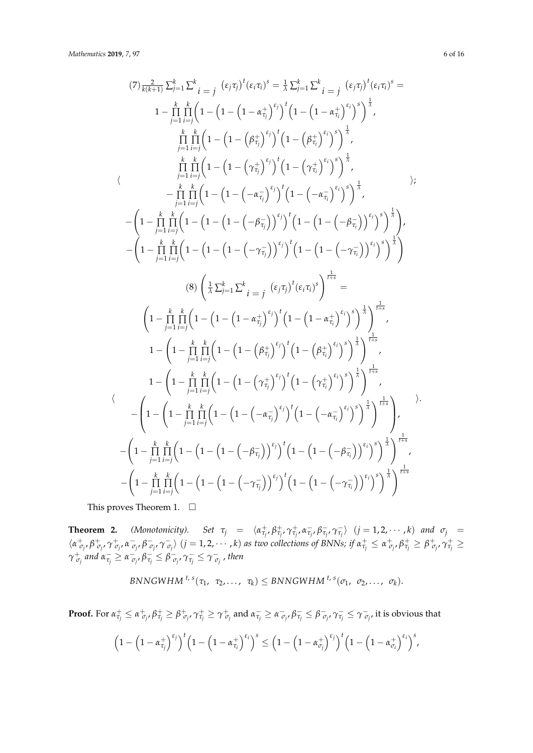$$(7)\ \frac{2}{k(k+1)}\sum_{j=1}^{k}\sum_{i=j}^{k}\left(\varepsilon_j\tau_j\right)^t\left(\varepsilon_i\tau_i\right)^s=\frac{1}{\lambda}\sum_{j=1}^{k}\sum_{i=j}^{k}\left(\varepsilon_j\tau_j\right)^t\left(\varepsilon_i\tau_i\right)^s=$$

$$\left\langle \begin{array}{c} 1-\prod_{j=1}^{k}\prod_{i=j}^{k}\left(1-\left(1-\left(1-\alpha_{\tau_j}^{+}\right)^{\varepsilon_j}\right)^t\left(1-\left(1-\alpha_{\tau_i}^{+}\right)^{\varepsilon_i}\right)^s\right)^{\frac{1}{\lambda}}, \\ \prod_{j=1}^{k}\prod_{i=j}^{k}\left(1-\left(1-\left(\beta_{\tau_j}^{+}\right)^{\varepsilon_j}\right)^t\left(1-\left(\beta_{\tau_i}^{+}\right)^{\varepsilon_i}\right)^s\right)^{\frac{1}{\lambda}}, \\ \prod_{j=1}^{k}\prod_{i=j}^{k}\left(1-\left(1-\left(\gamma_{\tau_j}^{+}\right)^{\varepsilon_j}\right)^t\left(1-\left(\gamma_{\tau_i}^{+}\right)^{\varepsilon_i}\right)^s\right)^{\frac{1}{\lambda}}, \\ -\prod_{j=1}^{k}\prod_{i=j}^{k}\left(1-\left(1-\left(-\alpha_{\tau_j}^{-}\right)^{\varepsilon_j}\right)^t\left(1-\left(-\alpha_{\tau_i}^{-}\right)^{\varepsilon_i}\right)^s\right)^{\frac{1}{\lambda}}, \\ -\left(1-\prod_{j=1}^{k}\prod_{i=j}^{k}\left(1-\left(1-\left(1-\left(-\beta_{\tau_j}^{-}\right)\right)^{\varepsilon_j}\right)^t\left(1-\left(1-\left(-\beta_{\tau_i}^{-}\right)\right)^{\varepsilon_i}\right)^s\right)^{\frac{1}{\lambda}}\right), \\ -\left(1-\prod_{j=1}^{k}\prod_{i=j}^{k}\left(1-\left(1-\left(1-\left(-\gamma_{\tau_j}^{-}\right)\right)^{\varepsilon_j}\right)^t\left(1-\left(1-\left(-\gamma_{\tau_i}^{-}\right)\right)^{\varepsilon_i}\right)^s\right)^{\frac{1}{\lambda}}\right) \end{array}\right\rangle;$$

$$(8)\ \left(\frac{1}{\lambda}\sum_{j=1}^{k}\sum_{i=j}^{k}\left(\varepsilon_j\tau_j\right)^t\left(\varepsilon_i\tau_i\right)^s\right)^{\frac{1}{t+s}}=$$

$$\left\langle \begin{array}{c} \left(1-\prod_{j=1}^{k}\prod_{i=j}^{k}\left(1-\left(1-\left(1-\alpha_{\tau_j}^{+}\right)^{\varepsilon_j}\right)^t\left(1-\left(1-\alpha_{\tau_i}^{+}\right)^{\varepsilon_i}\right)^s\right)^{\frac{1}{\lambda}}\right)^{\frac{1}{t+s}}, \\ 1-\left(1-\prod_{j=1}^{k}\prod_{i=j}^{k}\left(1-\left(1-\left(\beta_{\tau_j}^{+}\right)^{\varepsilon_j}\right)^t\left(1-\left(\beta_{\tau_i}^{+}\right)^{\varepsilon_i}\right)^s\right)^{\frac{1}{\lambda}}\right)^{\frac{1}{t+s}}, \\ 1-\left(1-\prod_{j=1}^{k}\prod_{i=j}^{k}\left(1-\left(1-\left(\gamma_{\tau_j}^{+}\right)^{\varepsilon_j}\right)^t\left(1-\left(\gamma_{\tau_i}^{+}\right)^{\varepsilon_i}\right)^s\right)^{\frac{1}{\lambda}}\right)^{\frac{1}{t+s}}, \\ -\left(1-\left(1-\prod_{j=1}^{k}\prod_{i=j}^{k}\left(1-\left(1-\left(-\alpha_{\tau_j}^{-}\right)^{\varepsilon_j}\right)^t\left(1-\left(-\alpha_{\tau_i}^{-}\right)^{\varepsilon_i}\right)^s\right)^{\frac{1}{\lambda}}\right)^{\frac{1}{t+s}}\right), \\ -\left(1-\prod_{j=1}^{k}\prod_{i=j}^{k}\left(1-\left(1-\left(1-\left(-\beta_{\tau_j}^{-}\right)\right)^{\varepsilon_j}\right)^t\left(1-\left(1-\left(-\beta_{\tau_i}^{-}\right)\right)^{\varepsilon_i}\right)^s\right)^{\frac{1}{\lambda}}\right)^{\frac{1}{t+s}}, \\ -\left(1-\prod_{j=1}^{k}\prod_{i=j}^{k}\left(1-\left(1-\left(1-\left(-\gamma_{\tau_j}^{-}\right)\right)^{\varepsilon_j}\right)^t\left(1-\left(1-\left(-\gamma_{\tau_i}^{-}\right)\right)^{\varepsilon_i}\right)^s\right)^{\frac{1}{\lambda}}\right)^{\frac{1}{t+s}} \end{array}\right\rangle.$$

This proves Theorem 1. □

**Theorem 2.** *(Monotonicity). Set* $\tau_j = \langle \alpha_{\tau_j}^{+}, \beta_{\tau_j}^{+}, \gamma_{\tau_j}^{+}, \alpha_{\tau_j}^{-}, \beta_{\tau_j}^{-}, \gamma_{\tau_j}^{-}\rangle$ $(j = 1, 2, \cdots, k)$ *and* $\sigma_j = \langle \alpha_{\sigma_j}^{+}, \beta_{\sigma_j}^{+}, \gamma_{\sigma_j}^{+}, \alpha_{\sigma_j}^{-}, \beta_{\sigma_j}^{-}, \gamma_{\sigma_j}^{-}\rangle$ $(j = 1, 2, \cdots, k)$ *as two collections of BNNs; if* $\alpha_{\tau_j}^{+} \le \alpha_{\sigma_j}^{+}, \beta_{\tau_j}^{+} \ge \beta_{\sigma_j}^{+}, \gamma_{\tau_j}^{+} \ge \gamma_{\sigma_j}^{+}$ *and* $\alpha_{\tau_j}^{-} \ge \alpha_{\sigma_j}^{-}, \beta_{\tau_j}^{-} \le \beta_{\sigma_j}^{-}, \gamma_{\tau_j}^{-} \le \gamma_{\sigma_j}^{-}$*, then*

$$BNNGWHM^{\,t,\,s}(\tau_1,\ \tau_2,\ldots,\ \tau_k) \le BNNGWHM^{\,t,\,s}(\sigma_1,\ \sigma_2,\ldots,\ \sigma_k).$$

**Proof.** For $\alpha_{\tau_j}^{+} \le \alpha_{\sigma_j}^{+}, \beta_{\tau_j}^{+} \ge \beta_{\sigma_j}^{+}, \gamma_{\tau_j}^{+} \ge \gamma_{\sigma_j}^{+}$ and $\alpha_{\tau_j}^{-} \ge \alpha_{\sigma_j}^{-}, \beta_{\tau_j}^{-} \le \beta_{\sigma_j}^{-}, \gamma_{\tau_j}^{-} \le \gamma_{\sigma_j}^{-}$, it is obvious that

$$\left(1-\left(1-\alpha_{\tau_j}^{+}\right)^{\varepsilon_j}\right)^t\left(1-\left(1-\alpha_{\tau_i}^{+}\right)^{\varepsilon_i}\right)^s \le \left(1-\left(1-\alpha_{\sigma_j}^{+}\right)^{\varepsilon_j}\right)^t\left(1-\left(1-\alpha_{\sigma_i}^{+}\right)^{\varepsilon_i}\right)^s,$$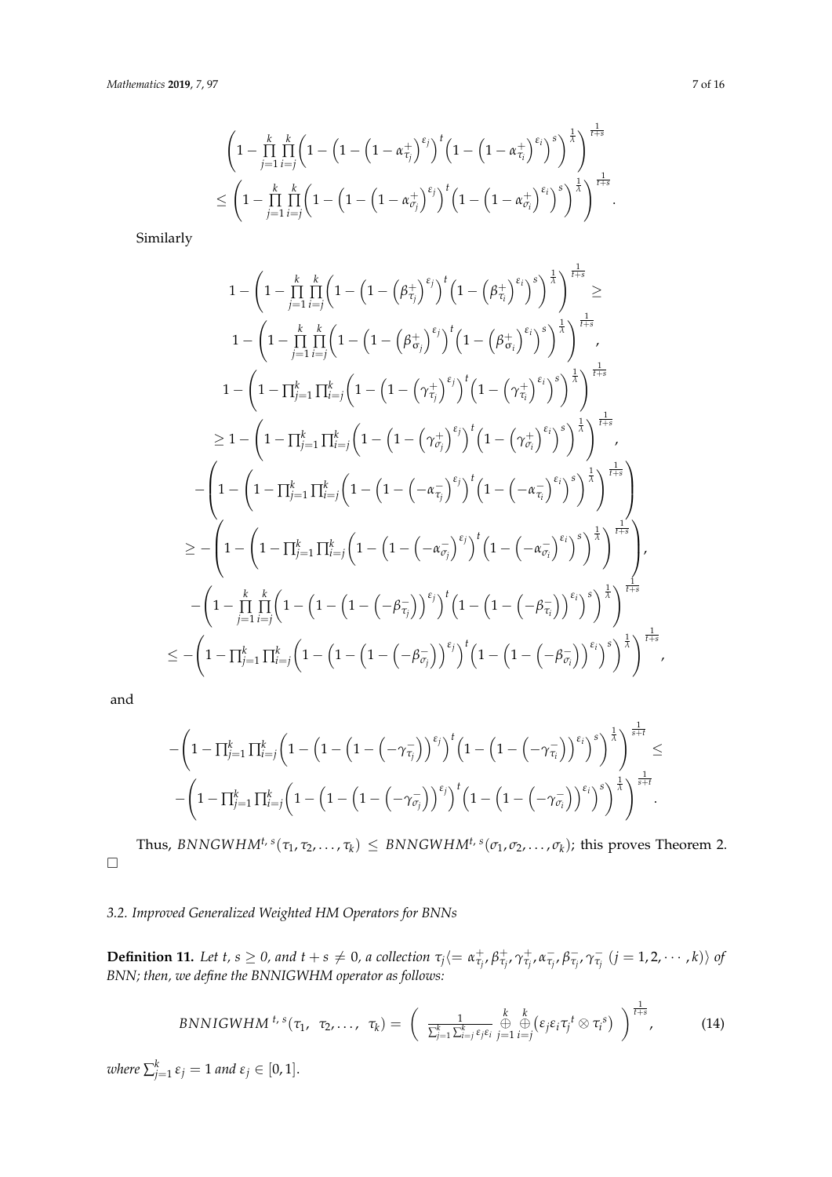$$\left(1-\prod_{j=1}^{k}\prod_{i=j}^{k}\left(1-\left(1-\left(1-\alpha_{\tau_j}^{+}\right)^{\varepsilon_j}\right)^{t}\left(1-\left(1-\alpha_{\tau_i}^{+}\right)^{\varepsilon_i}\right)^{s}\right)^{\frac{1}{\lambda}}\right)^{\frac{1}{t+s}}$$
$$\leq\left(1-\prod_{j=1}^{k}\prod_{i=j}^{k}\left(1-\left(1-\left(1-\alpha_{\sigma_j}^{+}\right)^{\varepsilon_j}\right)^{t}\left(1-\left(1-\alpha_{\sigma_i}^{+}\right)^{\varepsilon_i}\right)^{s}\right)^{\frac{1}{\lambda}}\right)^{\frac{1}{t+s}}.$$

Similarly

$$1-\left(1-\prod_{j=1}^{k}\prod_{i=j}^{k}\left(1-\left(1-\left(\beta_{\tau_j}^{+}\right)^{\varepsilon_j}\right)^{t}\left(1-\left(\beta_{\tau_i}^{+}\right)^{\varepsilon_i}\right)^{s}\right)^{\frac{1}{\lambda}}\right)^{\frac{1}{t+s}}\geq$$
$$1-\left(1-\prod_{j=1}^{k}\prod_{i=j}^{k}\left(1-\left(1-\left(\beta_{\sigma_j}^{+}\right)^{\varepsilon_j}\right)^{t}\left(1-\left(\beta_{\sigma_i}^{+}\right)^{\varepsilon_i}\right)^{s}\right)^{\frac{1}{\lambda}}\right)^{\frac{1}{t+s}},$$
$$1-\left(1-\prod_{j=1}^{k}\prod_{i=j}^{k}\left(1-\left(1-\left(\gamma_{\tau_j}^{+}\right)^{\varepsilon_j}\right)^{t}\left(1-\left(\gamma_{\tau_i}^{+}\right)^{\varepsilon_i}\right)^{s}\right)^{\frac{1}{\lambda}}\right)^{\frac{1}{t+s}}$$
$$\geq 1-\left(1-\prod_{j=1}^{k}\prod_{i=j}^{k}\left(1-\left(1-\left(\gamma_{\sigma_j}^{+}\right)^{\varepsilon_j}\right)^{t}\left(1-\left(\gamma_{\sigma_i}^{+}\right)^{\varepsilon_i}\right)^{s}\right)^{\frac{1}{\lambda}}\right)^{\frac{1}{t+s}},$$
$$-\left(1-\left(1-\prod_{j=1}^{k}\prod_{i=j}^{k}\left(1-\left(1-\left(-\alpha_{\tau_j}^{-}\right)^{\varepsilon_j}\right)^{t}\left(1-\left(-\alpha_{\tau_i}^{-}\right)^{\varepsilon_i}\right)^{s}\right)^{\frac{1}{\lambda}}\right)^{\frac{1}{t+s}}\right)$$
$$\geq -\left(1-\left(1-\prod_{j=1}^{k}\prod_{i=j}^{k}\left(1-\left(1-\left(-\alpha_{\sigma_j}^{-}\right)^{\varepsilon_j}\right)^{t}\left(1-\left(-\alpha_{\sigma_i}^{-}\right)^{\varepsilon_i}\right)^{s}\right)^{\frac{1}{\lambda}}\right)^{\frac{1}{t+s}}\right),$$
$$-\left(1-\prod_{j=1}^{k}\prod_{i=j}^{k}\left(1-\left(1-\left(1-\left(-\beta_{\tau_j}^{-}\right)\right)^{\varepsilon_j}\right)^{t}\left(1-\left(1-\left(-\beta_{\tau_i}^{-}\right)\right)^{\varepsilon_i}\right)^{s}\right)^{\frac{1}{\lambda}}\right)^{\frac{1}{t+s}}$$
$$\leq -\left(1-\prod_{j=1}^{k}\prod_{i=j}^{k}\left(1-\left(1-\left(1-\left(-\beta_{\sigma_j}^{-}\right)\right)^{\varepsilon_j}\right)^{t}\left(1-\left(1-\left(-\beta_{\sigma_i}^{-}\right)\right)^{\varepsilon_i}\right)^{s}\right)^{\frac{1}{\lambda}}\right)^{\frac{1}{t+s}},$$

and

$$-\left(1-\prod_{j=1}^{k}\prod_{i=j}^{k}\left(1-\left(1-\left(1-\left(-\gamma_{\tau_j}^{-}\right)\right)^{\varepsilon_j}\right)^{t}\left(1-\left(1-\left(-\gamma_{\tau_i}^{-}\right)\right)^{\varepsilon_i}\right)^{s}\right)^{\frac{1}{\lambda}}\right)^{\frac{1}{s+t}}\leq$$
$$-\left(1-\prod_{j=1}^{k}\prod_{i=j}^{k}\left(1-\left(1-\left(1-\left(-\gamma_{\sigma_j}^{-}\right)\right)^{\varepsilon_j}\right)^{t}\left(1-\left(1-\left(-\gamma_{\sigma_i}^{-}\right)\right)^{\varepsilon_i}\right)^{s}\right)^{\frac{1}{\lambda}}\right)^{\frac{1}{s+t}}.$$

Thus, $BNNGWHM^{t,\,s}(\tau_1, \tau_2, \ldots, \tau_k) \leq BNNGWHM^{t,\,s}(\sigma_1, \sigma_2, \ldots, \sigma_k)$; this proves Theorem 2. □

### 3.2. Improved Generalized Weighted HM Operators for BNNs

**Definition 11.** *Let $t, s \geq 0$, and $t+s \neq 0$, a collection $\tau_j \langle = \alpha_{\tau_j}^{+}, \beta_{\tau_j}^{+}, \gamma_{\tau_j}^{+}, \alpha_{\tau_j}^{-}, \beta_{\tau_j}^{-}, \gamma_{\tau_j}^{-}\ (j = 1, 2, \cdots, k)\rangle$ of BNN; then, we define the BNNIGWHM operator as follows:*

$$BNNIGWHM^{\,t,\,s}(\tau_1,\ \tau_2, \ldots,\ \tau_k) = \left(\ \frac{1}{\sum_{j=1}^{k}\sum_{i=j}^{k}\varepsilon_j\varepsilon_i}\ \overset{k}{\underset{j=1}{\oplus}}\ \overset{k}{\underset{i=j}{\oplus}}\left(\varepsilon_j\varepsilon_i{\tau_j}^{t}\otimes{\tau_i}^{s}\right)\ \right)^{\frac{1}{t+s}}, \tag{14}$$

*where $\sum_{j=1}^{k}\varepsilon_j = 1$ and $\varepsilon_j \in [0,1]$.*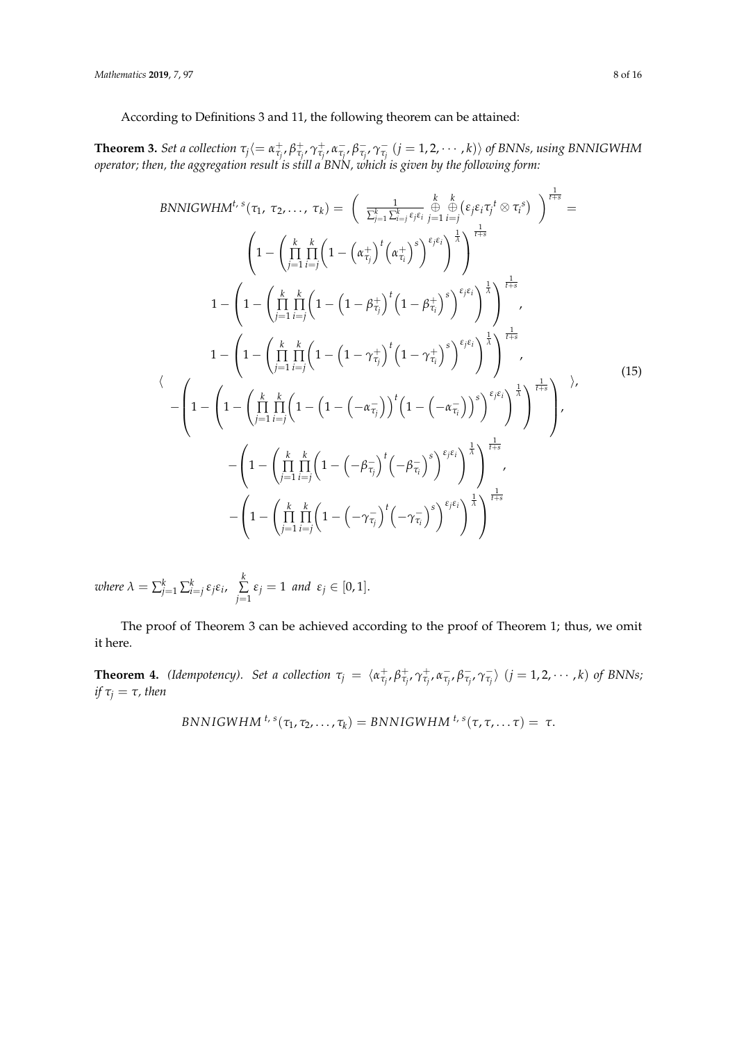According to Definitions 3 and 11, the following theorem can be attained:

**Theorem 3.** *Set a collection $\tau_j \langle = \alpha^+_{\tau_j}, \beta^+_{\tau_j}, \gamma^+_{\tau_j}, \alpha^-_{\tau_j}, \beta^-_{\tau_j}, \gamma^-_{\tau_j}\ (j = 1, 2, \cdots, k)\rangle$ of BNNs, using BNNIGWHM operator; then, the aggregation result is still a BNN, which is given by the following form:*

$$
\begin{aligned}
&BNNIGWHM^{t,\,s}(\tau_1,\ \tau_2, \ldots,\ \tau_k) = \left( \frac{1}{\sum_{j=1}^{k}\sum_{i=j}^{k}\varepsilon_j\varepsilon_i} \mathop{\oplus}_{j=1}^{k} \mathop{\oplus}_{i=j}^{k} \left(\varepsilon_j\varepsilon_i\tau_j^{\,t} \otimes \tau_i^{\,s}\right) \right)^{\frac{1}{t+s}} = \\
&\Bigg\langle \left(1 - \left(\prod_{j=1}^{k}\prod_{i=j}^{k}\left(1 - \left(\alpha^+_{\tau_j}\right)^t\left(\alpha^+_{\tau_i}\right)^s\right)^{\varepsilon_j\varepsilon_i}\right)^{\frac{1}{\lambda}}\right)^{\frac{1}{t+s}}, \\
&1 - \left(1 - \left(\prod_{j=1}^{k}\prod_{i=j}^{k}\left(1 - \left(1-\beta^+_{\tau_j}\right)^t\left(1-\beta^+_{\tau_i}\right)^s\right)^{\varepsilon_j\varepsilon_i}\right)^{\frac{1}{\lambda}}\right)^{\frac{1}{t+s}}, \\
&1 - \left(1 - \left(\prod_{j=1}^{k}\prod_{i=j}^{k}\left(1 - \left(1-\gamma^+_{\tau_j}\right)^t\left(1-\gamma^+_{\tau_i}\right)^s\right)^{\varepsilon_j\varepsilon_i}\right)^{\frac{1}{\lambda}}\right)^{\frac{1}{t+s}}, \\
&-\left(1 - \left(1 - \left(\prod_{j=1}^{k}\prod_{i=j}^{k}\left(1 - \left(1-\left(-\alpha^-_{\tau_j}\right)\right)^t\left(1-\left(-\alpha^-_{\tau_i}\right)\right)^s\right)^{\varepsilon_j\varepsilon_i}\right)^{\frac{1}{\lambda}}\right)^{\frac{1}{t+s}}\right), \\
&-\left(1 - \left(\prod_{j=1}^{k}\prod_{i=j}^{k}\left(1 - \left(-\beta^-_{\tau_j}\right)^t\left(-\beta^-_{\tau_i}\right)^s\right)^{\varepsilon_j\varepsilon_i}\right)^{\frac{1}{\lambda}}\right)^{\frac{1}{t+s}}, \\
&-\left(1 - \left(\prod_{j=1}^{k}\prod_{i=j}^{k}\left(1 - \left(-\gamma^-_{\tau_j}\right)^t\left(-\gamma^-_{\tau_i}\right)^s\right)^{\varepsilon_j\varepsilon_i}\right)^{\frac{1}{\lambda}}\right)^{\frac{1}{t+s}} \Bigg\rangle,
\end{aligned}
\tag{15}
$$

*where* $\lambda = \sum_{j=1}^{k}\sum_{i=j}^{k}\varepsilon_j\varepsilon_i$, $\sum\limits_{j=1}^{k}\varepsilon_j = 1$ *and* $\varepsilon_j \in [0, 1]$.

The proof of Theorem 3 can be achieved according to the proof of Theorem 1; thus, we omit it here.

**Theorem 4.** *(Idempotency). Set a collection $\tau_j = \langle \alpha^+_{\tau_j}, \beta^+_{\tau_j}, \gamma^+_{\tau_j}, \alpha^-_{\tau_j}, \beta^-_{\tau_j}, \gamma^-_{\tau_j}\rangle\ (j = 1, 2, \cdots, k)$ of BNNs; if $\tau_j = \tau$, then*

$$BNNIGWHM^{\,t,\,s}(\tau_1, \tau_2, \ldots, \tau_k) = BNNIGWHM^{\,t,\,s}(\tau, \tau, \ldots \tau) = \tau.$$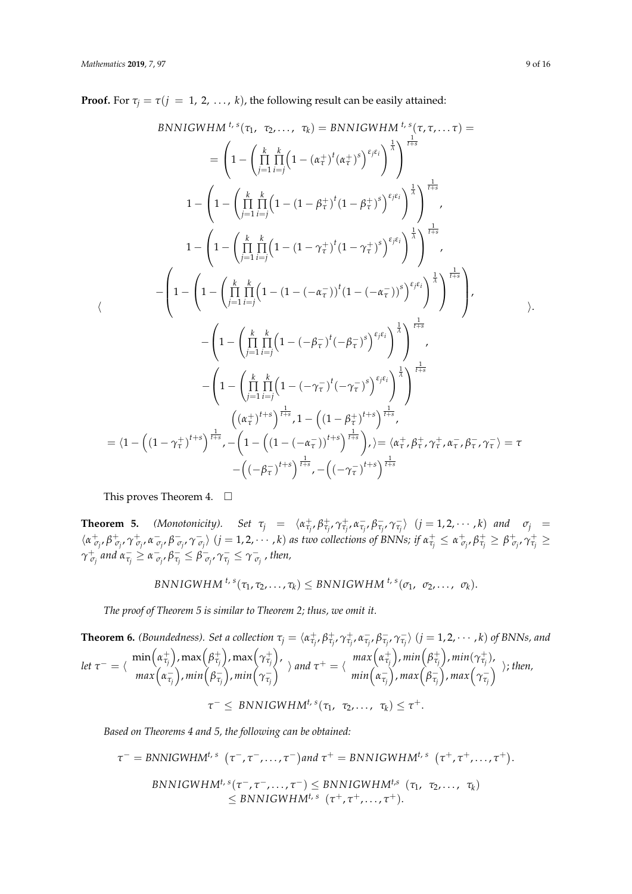**Proof.** For $\tau_j = \tau (j = 1, 2, \ldots, k)$, the following result can be easily attained:

$$
BNNIGWHM^{t,s}(\tau_1, \tau_2, \ldots, \tau_k) = BNNIGWHM^{t,s}(\tau, \tau, \ldots \tau) =
$$

$$
= \left\langle \begin{array}{c}
\left(1 - \left(\prod_{j=1}^{k}\prod_{i=j}^{k}\left(1 - (\alpha_\tau^+)^t (\alpha_\tau^+)^s\right)^{\varepsilon_j \varepsilon_i}\right)^{\frac{1}{\lambda}}\right)^{\frac{1}{t+s}} \\
1 - \left(1 - \left(\prod_{j=1}^{k}\prod_{i=j}^{k}\left(1 - (1-\beta_\tau^+)^t (1-\beta_\tau^+)^s\right)^{\varepsilon_j \varepsilon_i}\right)^{\frac{1}{\lambda}}\right)^{\frac{1}{t+s}}, \\
1 - \left(1 - \left(\prod_{j=1}^{k}\prod_{i=j}^{k}\left(1 - (1-\gamma_\tau^+)^t (1-\gamma_\tau^+)^s\right)^{\varepsilon_j \varepsilon_i}\right)^{\frac{1}{\lambda}}\right)^{\frac{1}{t+s}}, \\
-\left(1 - \left(1 - \left(\prod_{j=1}^{k}\prod_{i=j}^{k}\left(1 - (1-(-\alpha_\tau^-))^t (1-(-\alpha_\tau^-))^s\right)^{\varepsilon_j \varepsilon_i}\right)^{\frac{1}{\lambda}}\right)^{\frac{1}{t+s}}\right), \\
-\left(1 - \left(\prod_{j=1}^{k}\prod_{i=j}^{k}\left(1 - (-\beta_\tau^-)^t (-\beta_\tau^-)^s\right)^{\varepsilon_j \varepsilon_i}\right)^{\frac{1}{\lambda}}\right)^{\frac{1}{t+s}}, \\
-\left(1 - \left(\prod_{j=1}^{k}\prod_{i=j}^{k}\left(1 - (-\gamma_\tau^-)^t (-\gamma_\tau^-)^s\right)^{\varepsilon_j \varepsilon_i}\right)^{\frac{1}{\lambda}}\right)^{\frac{1}{t+s}}
\end{array} \right\rangle.
$$

$$
= \left\langle \begin{array}{c}
\left((\alpha_\tau^+)^{t+s}\right)^{\frac{1}{t+s}}, 1 - \left((1-\beta_\tau^+)^{t+s}\right)^{\frac{1}{t+s}}, \\
1 - \left((1-\gamma_\tau^+)^{t+s}\right)^{\frac{1}{t+s}}, -\left(1 - \left((1-(-\alpha_\tau^-))^{t+s}\right)^{\frac{1}{t+s}}\right), \\
-\left((-\beta_\tau^-)^{t+s}\right)^{\frac{1}{t+s}}, -\left((-\gamma_\tau^-)^{t+s}\right)^{\frac{1}{t+s}}
\end{array} \right\rangle = \langle \alpha_\tau^+, \beta_\tau^+, \gamma_\tau^+, \alpha_\tau^-, \beta_\tau^-, \gamma_\tau^- \rangle = \tau
$$

This proves Theorem 4. □

**Theorem 5.** *(Monotonicity). Set $\tau_j = \langle \alpha_{\tau_j}^+, \beta_{\tau_j}^+, \gamma_{\tau_j}^+, \alpha_{\tau_j}^-, \beta_{\tau_j}^-, \gamma_{\tau_j}^- \rangle$ $(j = 1, 2, \cdots, k)$ and $\sigma_j = \langle \alpha_{\sigma_j}^+, \beta_{\sigma_j}^+, \gamma_{\sigma_j}^+, \alpha_{\sigma_j}^-, \beta_{\sigma_j}^-, \gamma_{\sigma_j}^- \rangle$ $(j = 1, 2, \cdots, k)$ as two collections of BNNs; if $\alpha_{\tau_j}^+ \le \alpha_{\sigma_j}^+, \beta_{\tau_j}^+ \ge \beta_{\sigma_j}^+, \gamma_{\tau_j}^+ \ge \gamma_{\sigma_j}^+$ and $\alpha_{\tau_j}^- \ge \alpha_{\sigma_j}^-, \beta_{\tau_j}^- \le \beta_{\sigma_j}^-, \gamma_{\tau_j}^- \le \gamma_{\sigma_j}^-$, then,*

$$
BNNIGWHM^{t,s}(\tau_1, \tau_2, \ldots, \tau_k) \le BNNIGWHM^{t,s}(\sigma_1, \sigma_2, \ldots, \sigma_k).
$$

*The proof of Theorem 5 is similar to Theorem 2; thus, we omit it.*

**Theorem 6.** *(Boundedness). Set a collection $\tau_j = \langle \alpha_{\tau_j}^+, \beta_{\tau_j}^+, \gamma_{\tau_j}^+, \alpha_{\tau_j}^-, \beta_{\tau_j}^-, \gamma_{\tau_j}^- \rangle$ $(j = 1, 2, \cdots, k)$ of BNNs, and let $\tau^- = \left\langle \begin{array}{c} \min\left(\alpha_{\tau_j}^+\right), \max\left(\beta_{\tau_j}^+\right), \max\left(\gamma_{\tau_j}^+\right), \\ \max\left(\alpha_{\tau_j}^-\right), \min\left(\beta_{\tau_j}^-\right), \min\left(\gamma_{\tau_j}^-\right) \end{array} \right\rangle$ and $\tau^+ = \left\langle \begin{array}{c} \max\left(\alpha_{\tau_j}^+\right), \min\left(\beta_{\tau_j}^+\right), \min(\gamma_{\tau_j}^+), \\ \min\left(\alpha_{\tau_j}^-\right), \max\left(\beta_{\tau_j}^-\right), \max\left(\gamma_{\tau_j}^-\right) \end{array} \right\rangle$; then,*

$$
\tau^- \le BNNIGWHM^{t,s}(\tau_1, \tau_2, \ldots, \tau_k) \le \tau^+.
$$

*Based on Theorems 4 and 5, the following can be obtained:*

$$
\tau^- = BNNIGWHM^{t,s}\left(\tau^-, \tau^-, \ldots, \tau^-\right) \text{and } \tau^+ = BNNIGWHM^{t,s}\left(\tau^+, \tau^+, \ldots, \tau^+\right).
$$

$$
\begin{aligned}
BNNIGWHM^{t,s}(\tau^-, \tau^-, \ldots, \tau^-) &\le BNNIGWHM^{t,s}\ (\tau_1, \tau_2, \ldots, \tau_k) \\
&\le BNNIGWHM^{t,s}\ (\tau^+, \tau^+, \ldots, \tau^+).
\end{aligned}
$$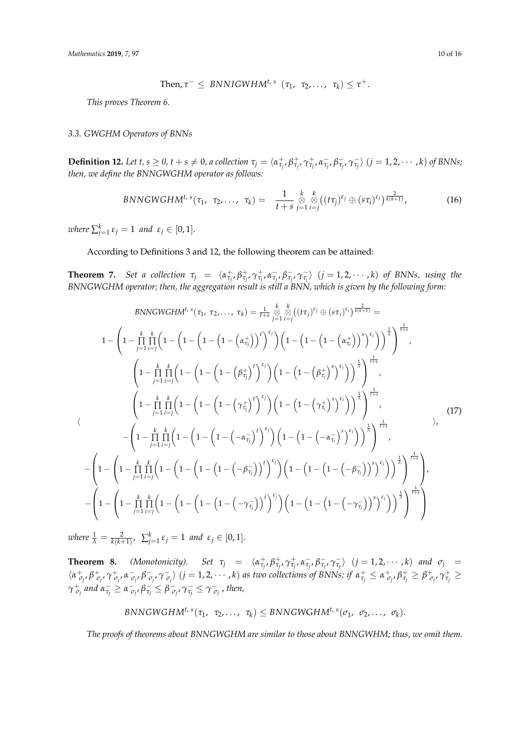$$\text{Then}, \tau^- \leq \ BNNIGWHM^{t,\,s}\ (\tau_1,\ \tau_2, \ldots,\ \tau_k) \leq \tau^+.$$

*This proves Theorem 6.*

### 3.3. GWGHM Operators of BNNs

**Definition 12.** *Let $t, s \geq 0$, $t + s \neq 0$, a collection $\tau_j = \langle \alpha^+_{\tau_j}, \beta^+_{\tau_j}, \gamma^+_{\tau_j}, \alpha^-_{\tau_j}, \beta^-_{\tau_j}, \gamma^-_{\tau_j} \rangle$ $(j = 1, 2, \cdots, k)$ of BNNs; then, we define the BNNGWGHM operator as follows:*

$$BNNGWGHM^{t,\,s}(\tau_1,\ \tau_2, \ldots,\ \tau_k) = \ \frac{1}{t+s} \underset{j=1}{\overset{k}{\otimes}} \underset{i=j}{\overset{k}{\otimes}} \left( (t\tau_j)^{\varepsilon_j} \oplus (s\tau_i)^{\varepsilon_i} \right)^{\frac{2}{k(k+1)}}, \tag{16}$$

*where $\sum_{j=1}^{k} \varepsilon_j = 1$ and $\varepsilon_j \in [0, 1]$.*

According to Definitions 3 and 12, the following theorem can be attained:

**Theorem 7.** *Set a collection $\tau_j = \langle \alpha^+_{\tau_j}, \beta^+_{\tau_j}, \gamma^+_{\tau_j}, \alpha^-_{\tau_j}, \beta^-_{\tau_j}, \gamma^-_{\tau_j} \rangle$ $(j = 1, 2, \cdots, k)$ of BNNs, using the BNNGWGHM operator; then, the aggregation result is still a BNN, which is given by the following form:*

$$BNNGWGHM^{t,\,s}(\tau_1,\ \tau_2, \ldots,\ \tau_k) = \frac{1}{t+s} \underset{j=1}{\overset{k}{\otimes}} \underset{i=j}{\overset{k}{\otimes}} \left( (t\tau_j)^{\varepsilon_j} \oplus (s\tau_i)^{\varepsilon_i} \right)^{\frac{2}{k(k+1)}} =$$

$$\left\langle \begin{array}{c}
1 - \left( 1 - \prod\limits_{j=1}^{k} \prod\limits_{i=j}^{k} \left( 1 - \left( 1 - \left( 1 - \left( 1 - \left( \alpha^+_{\tau_j} \right) \right)^t \right)^{\varepsilon_j} \right) \left( 1 - \left( 1 - \left( 1 - \left( \alpha^+_{\tau_i} \right) \right)^s \right)^{\varepsilon_i} \right) \right)^{\frac{1}{\lambda}} \right)^{\frac{1}{t+s}}, \\
\left( 1 - \prod\limits_{j=1}^{k} \prod\limits_{i=j}^{k} \left( 1 - \left( 1 - \left( 1 - \left( \beta^+_{\tau_j} \right)^t \right)^{\varepsilon_j} \right) \left( 1 - \left( 1 - \left( \beta^+_{\tau_i} \right)^s \right)^{\varepsilon_i} \right) \right)^{\frac{1}{\lambda}} \right)^{\frac{1}{t+s}}, \\
\left( 1 - \prod\limits_{j=1}^{k} \prod\limits_{i=j}^{k} \left( 1 - \left( 1 - \left( 1 - \left( \gamma^+_{\tau_j} \right)^t \right)^{\varepsilon_j} \right) \left( 1 - \left( 1 - \left( \gamma^+_{\tau_i} \right)^s \right)^{\varepsilon_i} \right) \right)^{\frac{1}{\lambda}} \right)^{\frac{1}{t+s}}, \\
- \left( 1 - \prod\limits_{j=1}^{k} \prod\limits_{i=j}^{k} \left( 1 - \left( 1 - \left( 1 - \left( -\alpha^-_{\tau_j} \right)^t \right)^{\varepsilon_j} \right) \left( 1 - \left( 1 - \left( -\alpha^-_{\tau_i} \right)^s \right)^{\varepsilon_i} \right) \right)^{\frac{1}{\lambda}} \right)^{\frac{1}{t+s}}, \\
- \left( 1 - \left( 1 - \prod\limits_{j=1}^{k} \prod\limits_{i=j}^{k} \left( 1 - \left( 1 - \left( 1 - \left( 1 - \left( -\beta^-_{\tau_j} \right) \right)^t \right)^{\varepsilon_j} \right) \left( 1 - \left( 1 - \left( 1 - \left( -\beta^-_{\tau_i} \right) \right)^s \right)^{\varepsilon_i} \right) \right)^{\frac{1}{\lambda}} \right)^{\frac{1}{t+s}} \right), \\
- \left( 1 - \left( 1 - \prod\limits_{j=1}^{k} \prod\limits_{i=j}^{k} \left( 1 - \left( 1 - \left( 1 - \left( 1 - \left( -\gamma^-_{\tau_j} \right) \right)^t \right)^{\varepsilon_j} \right) \left( 1 - \left( 1 - \left( 1 - \left( -\gamma^-_{\tau_i} \right) \right)^s \right)^{\varepsilon_i} \right) \right)^{\frac{1}{\lambda}} \right)^{\frac{1}{t+s}} \right)
\end{array} \right\rangle, \tag{17}$$

*where $\frac{1}{\lambda} = \frac{2}{k(k+1)}$, $\sum_{j=1}^{k} \varepsilon_j = 1$ and $\varepsilon_j \in [0, 1]$.*

**Theorem 8.** *(Monotonicity). Set $\tau_j = \langle \alpha^+_{\tau_j}, \beta^+_{\tau_j}, \gamma^+_{\tau_j}, \alpha^-_{\tau_j}, \beta^-_{\tau_j}, \gamma^-_{\tau_j} \rangle$ $(j = 1, 2, \cdots, k)$ and $\sigma_j = \langle \alpha^+_{\sigma_j}, \beta^+_{\sigma_j}, \gamma^+_{\sigma_j}, \alpha^-_{\sigma_j}, \beta^-_{\sigma_j}, \gamma^-_{\sigma_j} \rangle$ $(j = 1, 2, \cdots, k)$ as two collections of BNNs; if $\alpha^+_{\tau_j} \leq \alpha^+_{\sigma_j}, \beta^+_{\tau_j} \geq \beta^+_{\sigma_j}, \gamma^+_{\tau_j} \geq \gamma^+_{\sigma_j}$ and $\alpha^-_{\tau_j} \geq \alpha^-_{\sigma_j}, \beta^-_{\tau_j} \leq \beta^-_{\sigma_j}, \gamma^-_{\tau_j} \leq \gamma^-_{\sigma_j}$, then,*

$$BNNGWGHM^{t,\,s}(\tau_1,\ \tau_2, \ldots,\ \tau_k) \leq BNNGWGHM^{t,\,s}(\sigma_1,\ \sigma_2, \ldots,\ \sigma_k).$$

*The proofs of theorems about BNNGWGHM are similar to those about BNNGWHM; thus, we omit them.*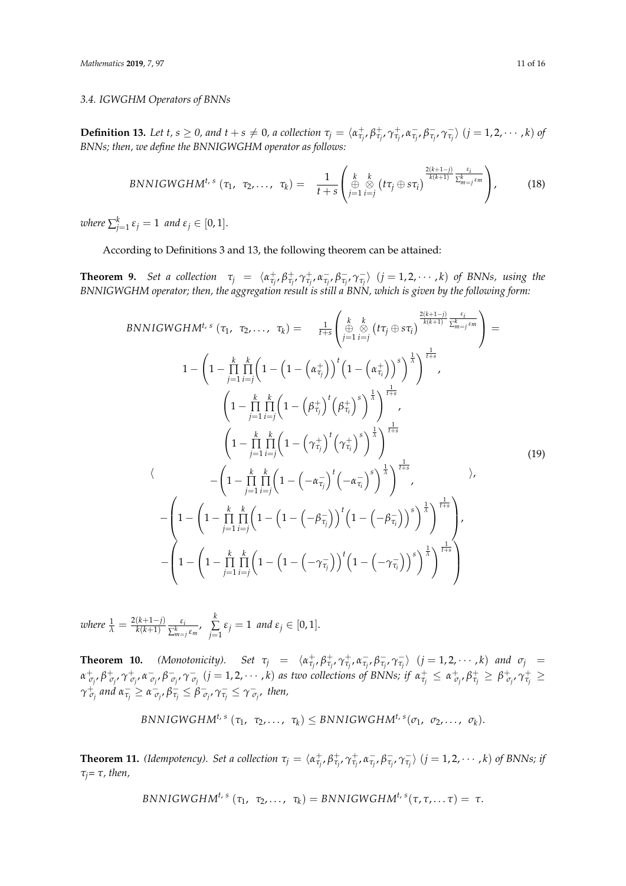### 3.4. IGWGHM Operators of BNNs

**Definition 13.** *Let $t, s \geq 0$, and $t + s \neq 0$, a collection $\tau_j = \langle \alpha^+_{\tau_j}, \beta^+_{\tau_j}, \gamma^+_{\tau_j}, \alpha^-_{\tau_j}, \beta^-_{\tau_j}, \gamma^-_{\tau_j} \rangle$ $(j = 1, 2, \cdots, k)$ of BNNs; then, we define the BNNIGWGHM operator as follows:*

$$BNNIGWGHM^{t,\,s}\,(\tau_1,\ \tau_2, \ldots,\ \tau_k) = \ \frac{1}{t+s}\left( \mathop{\oplus}_{j=1}^{k} \mathop{\otimes}_{i=j}^{k} \left(t\tau_j \oplus s\tau_i\right)^{\frac{2(k+1-j)}{k(k+1)}\frac{\varepsilon_i}{\sum_{m=j}^{k}\varepsilon_m}} \right), \tag{18}$$

*where $\sum_{j=1}^{k} \varepsilon_j = 1$ and $\varepsilon_j \in [0, 1]$.*

According to Definitions 3 and 13, the following theorem can be attained:

**Theorem 9.** *Set a collection $\tau_j = \langle \alpha^+_{\tau_j}, \beta^+_{\tau_j}, \gamma^+_{\tau_j}, \alpha^-_{\tau_j}, \beta^-_{\tau_j}, \gamma^-_{\tau_j} \rangle$ $(j = 1, 2, \cdots, k)$ of BNNs, using the BNNIGWGHM operator; then, the aggregation result is still a BNN, which is given by the following form:*

$$\begin{aligned}
&BNNIGWGHM^{t,\,s}\,(\tau_1,\ \tau_2, \ldots,\ \tau_k) = \ \frac{1}{t+s}\left( \mathop{\oplus}_{j=1}^{k} \mathop{\otimes}_{i=j}^{k} \left(t\tau_j \oplus s\tau_i\right)^{\frac{2(k+1-j)}{k(k+1)}\frac{\varepsilon_i}{\sum_{m=j}^{k}\varepsilon_m}} \right) = \\
&\Bigg\langle 1 - \left(1 - \prod_{j=1}^{k}\prod_{i=j}^{k}\left(1-\left(1-\left(\alpha^+_{\tau_j}\right)\right)^t\left(1-\left(\alpha^+_{\tau_i}\right)\right)^s\right)^{\frac{1}{\lambda}}\right)^{\frac{1}{t+s}}, \\
&\left(1 - \prod_{j=1}^{k}\prod_{i=j}^{k}\left(1-\left(\beta^+_{\tau_j}\right)^t\left(\beta^+_{\tau_i}\right)^s\right)^{\frac{1}{\lambda}}\right)^{\frac{1}{t+s}}, \\
&\left(1 - \prod_{j=1}^{k}\prod_{i=j}^{k}\left(1-\left(\gamma^+_{\tau_j}\right)^t\left(\gamma^+_{\tau_i}\right)^s\right)^{\frac{1}{\lambda}}\right)^{\frac{1}{t+s}}, \\
&-\left(1 - \prod_{j=1}^{k}\prod_{i=j}^{k}\left(1-\left(-\alpha^-_{\tau_j}\right)^t\left(-\alpha^-_{\tau_i}\right)^s\right)^{\frac{1}{\lambda}}\right)^{\frac{1}{t+s}}, \\
&-\left(1-\left(1 - \prod_{j=1}^{k}\prod_{i=j}^{k}\left(1-\left(1-\left(-\beta^-_{\tau_j}\right)\right)^t\left(1-\left(-\beta^-_{\tau_i}\right)\right)^s\right)^{\frac{1}{\lambda}}\right)^{\frac{1}{t+s}}\right), \\
&-\left(1-\left(1 - \prod_{j=1}^{k}\prod_{i=j}^{k}\left(1-\left(1-\left(-\gamma^-_{\tau_j}\right)\right)^t\left(1-\left(-\gamma^-_{\tau_i}\right)\right)^s\right)^{\frac{1}{\lambda}}\right)^{\frac{1}{t+s}}\right) \Bigg\rangle,
\end{aligned} \tag{19}$$

*where $\frac{1}{\lambda} = \frac{2(k+1-j)}{k(k+1)}\frac{\varepsilon_i}{\sum_{m=j}^{k}\varepsilon_m}$, $\sum\limits_{j=1}^{k} \varepsilon_j = 1$ and $\varepsilon_j \in [0, 1]$.*

**Theorem 10.** *(Monotonicity). Set $\tau_j = \langle \alpha^+_{\tau_j}, \beta^+_{\tau_j}, \gamma^+_{\tau_j}, \alpha^-_{\tau_j}, \beta^-_{\tau_j}, \gamma^-_{\tau_j} \rangle$ $(j = 1, 2, \cdots, k)$ and $\sigma_j = \alpha^+_{\sigma_j}, \beta^+_{\sigma_j}, \gamma^+_{\sigma_j}, \alpha^-_{\sigma_j}, \beta^-_{\sigma_j}, \gamma^-_{\sigma_j}$ $(j = 1, 2, \cdots, k)$ as two collections of BNNs; if $\alpha^+_{\tau_j} \leq \alpha^+_{\sigma_j}, \beta^+_{\tau_j} \geq \beta^+_{\sigma_j}, \gamma^+_{\tau_j} \geq \gamma^+_{\sigma_j}$ and $\alpha^-_{\tau_j} \geq \alpha^-_{\sigma_j}, \beta^-_{\tau_j} \leq \beta^-_{\sigma_j}, \gamma^-_{\tau_j} \leq \gamma^-_{\sigma_j}$, then,*

$$BNNIGWGHM^{t,\,s}\,(\tau_1,\ \tau_2, \ldots,\ \tau_k) \leq BNNIGWGHM^{t,\,s}(\sigma_1,\ \sigma_2, \ldots,\ \sigma_k).$$

**Theorem 11.** *(Idempotency). Set a collection $\tau_j = \langle \alpha^+_{\tau_j}, \beta^+_{\tau_j}, \gamma^+_{\tau_j}, \alpha^-_{\tau_j}, \beta^-_{\tau_j}, \gamma^-_{\tau_j} \rangle$ $(j = 1, 2, \cdots, k)$ of BNNs; if $\tau_j = \tau$, then,*

$$BNNIGWGHM^{t,\,s}\,(\tau_1,\ \tau_2, \ldots,\ \tau_k) = BNNIGWGHM^{t,\,s}(\tau, \tau, \ldots \tau) = \ \tau.$$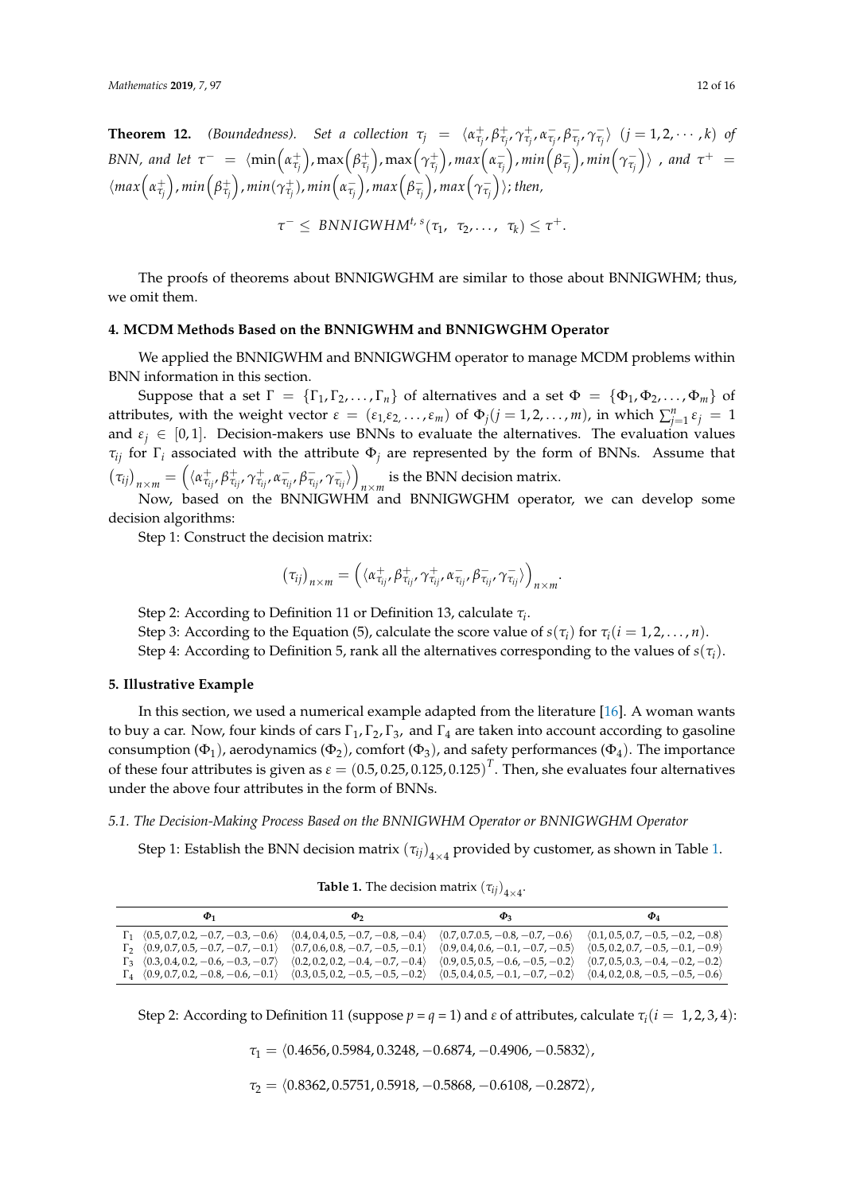**Theorem 12.** *(Boundedness). Set a collection* $\tau_j = \langle \alpha^+_{\tau_j}, \beta^+_{\tau_j}, \gamma^+_{\tau_j}, \alpha^-_{\tau_j}, \beta^-_{\tau_j}, \gamma^-_{\tau_j} \rangle$ $(j = 1, 2, \cdots, k)$ *of BNN, and let* $\tau^- = \langle \min\left(\alpha^+_{\tau_j}\right), \max\left(\beta^+_{\tau_j}\right), \max\left(\gamma^+_{\tau_j}\right), max\left(\alpha^-_{\tau_j}\right), min\left(\beta^-_{\tau_j}\right), min\left(\gamma^-_{\tau_j}\right) \rangle$ *, and* $\tau^+ = \langle max\left(\alpha^+_{\tau_j}\right), min\left(\beta^+_{\tau_j}\right), min(\gamma^+_{\tau_j}), min\left(\alpha^-_{\tau_j}\right), max\left(\beta^-_{\tau_j}\right), max\left(\gamma^-_{\tau_j}\right) \rangle$*; then,*

$$\tau^- \leq BNNIGWHM^{t,\,s}(\tau_1,\ \tau_2, \ldots,\ \tau_k) \leq \tau^+.$$

The proofs of theorems about BNNIGWGHM are similar to those about BNNIGWHM; thus, we omit them.

## 4. MCDM Methods Based on the BNNIGWHM and BNNIGWGHM Operator

We applied the BNNIGWHM and BNNIGWGHM operator to manage MCDM problems within BNN information in this section.

Suppose that a set $\Gamma = \{\Gamma_1, \Gamma_2, \ldots, \Gamma_n\}$ of alternatives and a set $\Phi = \{\Phi_1, \Phi_2, \ldots, \Phi_m\}$ of attributes, with the weight vector $\varepsilon = (\varepsilon_1, \varepsilon_2, \ldots, \varepsilon_m)$ of $\Phi_j (j = 1, 2, \ldots, m)$, in which $\sum_{j=1}^{n} \varepsilon_j = 1$ and $\varepsilon_j \in [0, 1]$. Decision-makers use BNNs to evaluate the alternatives. The evaluation values $\tau_{ij}$ for $\Gamma_i$ associated with the attribute $\Phi_j$ are represented by the form of BNNs. Assume that $\left(\tau_{ij}\right)_{n\times m} = \left(\langle \alpha^+_{\tau_{ij}}, \beta^+_{\tau_{ij}}, \gamma^+_{\tau_{ij}}, \alpha^-_{\tau_{ij}}, \beta^-_{\tau_{ij}}, \gamma^-_{\tau_{ij}} \rangle\right)_{n\times m}$ is the BNN decision matrix.

Now, based on the BNNIGWHM and BNNIGWGHM operator, we can develop some decision algorithms:

Step 1: Construct the decision matrix:

$$\left(\tau_{ij}\right)_{n\times m} = \left(\langle \alpha^+_{\tau_{ij}}, \beta^+_{\tau_{ij}}, \gamma^+_{\tau_{ij}}, \alpha^-_{\tau_{ij}}, \beta^-_{\tau_{ij}}, \gamma^-_{\tau_{ij}} \rangle\right)_{n\times m}.$$

Step 2: According to Definition 11 or Definition 13, calculate $\tau_i$.

Step 3: According to the Equation (5), calculate the score value of $s(\tau_i)$ for $\tau_i (i = 1, 2, \ldots, n)$.

Step 4: According to Definition 5, rank all the alternatives corresponding to the values of $s(\tau_i)$.

## 5. Illustrative Example

In this section, we used a numerical example adapted from the literature [16]. A woman wants to buy a car. Now, four kinds of cars $\Gamma_1, \Gamma_2, \Gamma_3,$ and $\Gamma_4$ are taken into account according to gasoline consumption ($\Phi_1$), aerodynamics ($\Phi_2$), comfort ($\Phi_3$), and safety performances ($\Phi_4$). The importance of these four attributes is given as $\varepsilon = (0.5, 0.25, 0.125, 0.125)^T$. Then, she evaluates four alternatives under the above four attributes in the form of BNNs.

### 5.1. The Decision-Making Process Based on the BNNIGWHM Operator or BNNIGWGHM Operator

Step 1: Establish the BNN decision matrix $\left(\tau_{ij}\right)_{4\times 4}$ provided by customer, as shown in Table 1.

**Table 1.** The decision matrix $\left(\tau_{ij}\right)_{4\times 4}$.

| | $\Phi_1$ | $\Phi_2$ | $\Phi_3$ | $\Phi_4$ |
|---|---|---|---|---|
| $\Gamma_1$ | $\langle 0.5, 0.7, 0.2, -0.7, -0.3, -0.6 \rangle$ | $\langle 0.4, 0.4, 0.5, -0.7, -0.8, -0.4 \rangle$ | $\langle 0.7, 0.7 0.5, -0.8, -0.7, -0.6 \rangle$ | $\langle 0.1, 0.5, 0.7, -0.5, -0.2, -0.8 \rangle$ |
| $\Gamma_2$ | $\langle 0.9, 0.7, 0.5, -0.7, -0.7, -0.1 \rangle$ | $\langle 0.7, 0.6, 0.8, -0.7, -0.5, -0.1 \rangle$ | $\langle 0.9, 0.4, 0.6, -0.1, -0.7, -0.5 \rangle$ | $\langle 0.5, 0.2, 0.7, -0.5, -0.1, -0.9 \rangle$ |
| $\Gamma_3$ | $\langle 0.3, 0.4, 0.2, -0.6, -0.3, -0.7 \rangle$ | $\langle 0.2, 0.2, 0.2, -0.4, -0.7, -0.4 \rangle$ | $\langle 0.9, 0.5, 0.5, -0.6, -0.5, -0.2 \rangle$ | $\langle 0.7, 0.5, 0.3, -0.4, -0.2, -0.2 \rangle$ |
| $\Gamma_4$ | $\langle 0.9, 0.7, 0.2, -0.8, -0.6, -0.1 \rangle$ | $\langle 0.3, 0.5, 0.2, -0.5, -0.5, -0.2 \rangle$ | $\langle 0.5, 0.4, 0.5, -0.1, -0.7, -0.2 \rangle$ | $\langle 0.4, 0.2, 0.8, -0.5, -0.5, -0.6 \rangle$ |

Step 2: According to Definition 11 (suppose $p = q = 1$) and $\varepsilon$ of attributes, calculate $\tau_i (i = 1, 2, 3, 4)$:

$$\tau_1 = \langle 0.4656, 0.5984, 0.3248, -0.6874, -0.4906, -0.5832 \rangle,$$

$$\tau_2 = \langle 0.8362, 0.5751, 0.5918, -0.5868, -0.6108, -0.2872 \rangle,$$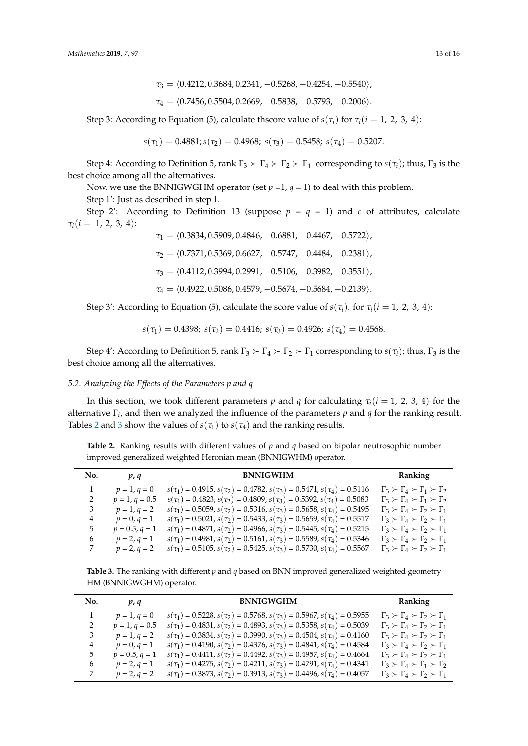$$\tau_3 = \langle 0.4212, 0.3684, 0.2341, -0.5268, -0.4254, -0.5540 \rangle,$$

$$\tau_4 = \langle 0.7456, 0.5504, 0.2669, -0.5838, -0.5793, -0.2006 \rangle.$$

Step 3: According to Equation (5), calculate thscore value of $s(\tau_i)$ for $\tau_i (i = 1, 2, 3, 4)$:

$$s(\tau_1) = 0.4881; s(\tau_2) = 0.4968;\ s(\tau_3) = 0.5458;\ s(\tau_4) = 0.5207.$$

Step 4: According to Definition 5, rank $\Gamma_3 \succ \Gamma_4 \succ \Gamma_2 \succ \Gamma_1$ corresponding to $s(\tau_i)$; thus, $\Gamma_3$ is the best choice among all the alternatives.

Now, we use the BNNIGWGHM operator (set $p$ =1, $q$ = 1) to deal with this problem.

Step 1′: Just as described in step 1.

Step 2′: According to Definition 13 (suppose $p = q = 1$) and $\varepsilon$ of attributes, calculate $\tau_i (i = 1, 2, 3, 4)$:

$$\tau_1 = \langle 0.3834, 0.5909, 0.4846, -0.6881, -0.4467, -0.5722 \rangle,$$

$$\tau_2 = \langle 0.7371, 0.5369, 0.6627, -0.5747, -0.4484, -0.2381 \rangle,$$

$$\tau_3 = \langle 0.4112, 0.3994, 0.2991, -0.5106, -0.3982, -0.3551 \rangle,$$

$$\tau_4 = \langle 0.4922, 0.5086, 0.4579, -0.5674, -0.5684, -0.2139 \rangle.$$

Step 3′: According to Equation (5), calculate the score value of $s(\tau_i)$. for $\tau_i (i = 1, 2, 3, 4)$:

$$s(\tau_1) = 0.4398;\ s(\tau_2) = 0.4416;\ s(\tau_3) = 0.4926;\ s(\tau_4) = 0.4568.$$

Step 4′: According to Definition 5, rank $\Gamma_3 \succ \Gamma_4 \succ \Gamma_2 \succ \Gamma_1$ corresponding to $s(\tau_i)$; thus, $\Gamma_3$ is the best choice among all the alternatives.

### 5.2. Analyzing the Effects of the Parameters p and q

In this section, we took different parameters $p$ and $q$ for calculating $\tau_i (i = 1, 2, 3, 4)$ for the alternative $\Gamma_i$, and then we analyzed the influence of the parameters $p$ and $q$ for the ranking result. Tables 2 and 3 show the values of $s(\tau_1)$ to $s(\tau_4)$ and the ranking results.

**Table 2.** Ranking results with different values of $p$ and $q$ based on bipolar neutrosophic number improved generalized weighted Heronian mean (BNNIGWHM) operator.

| No. | *p, q* | BNNIGWHM | Ranking |
|---|---|---|---|
| 1 | $p = 1, q = 0$ | $s(\tau_1) = 0.4915, s(\tau_2) = 0.4782, s(\tau_3) = 0.5471, s(\tau_4) = 0.5116$ | $\Gamma_3 \succ \Gamma_4 \succ \Gamma_1 \succ \Gamma_2$ |
| 2 | $p = 1, q = 0.5$ | $s(\tau_1) = 0.4823, s(\tau_2) = 0.4809, s(\tau_3) = 0.5392, s(\tau_4) = 0.5083$ | $\Gamma_3 \succ \Gamma_4 \succ \Gamma_1 \succ \Gamma_2$ |
| 3 | $p = 1, q = 2$ | $s(\tau_1) = 0.5059, s(\tau_2) = 0.5316, s(\tau_3) = 0.5658, s(\tau_4) = 0.5495$ | $\Gamma_3 \succ \Gamma_4 \succ \Gamma_2 \succ \Gamma_1$ |
| 4 | $p = 0, q = 1$ | $s(\tau_1) = 0.5021, s(\tau_2) = 0.5433, s(\tau_3) = 0.5659, s(\tau_4) = 0.5517$ | $\Gamma_3 \succ \Gamma_4 \succ \Gamma_2 \succ \Gamma_1$ |
| 5 | $p = 0.5, q = 1$ | $s(\tau_1) = 0.4871, s(\tau_2) = 0.4966, s(\tau_3) = 0.5445, s(\tau_4) = 0.5215$ | $\Gamma_3 \succ \Gamma_4 \succ \Gamma_2 \succ \Gamma_1$ |
| 6 | $p = 2, q = 1$ | $s(\tau_1) = 0.4981, s(\tau_2) = 0.5161, s(\tau_3) = 0.5589, s(\tau_4) = 0.5346$ | $\Gamma_3 \succ \Gamma_4 \succ \Gamma_2 \succ \Gamma_1$ |
| 7 | $p = 2, q = 2$ | $s(\tau_1) = 0.5105, s(\tau_2) = 0.5425, s(\tau_3) = 0.5730, s(\tau_4) = 0.5567$ | $\Gamma_3 \succ \Gamma_4 \succ \Gamma_2 \succ \Gamma_1$ |

**Table 3.** The ranking with different $p$ and $q$ based on BNN improved generalized weighted geometry HM (BNNIGWGHM) operator.

| No. | *p, q* | BNNIGWGHM | Ranking |
|---|---|---|---|
| 1 | $p = 1, q = 0$ | $s(\tau_1) = 0.5228, s(\tau_2) = 0.5768, s(\tau_3) = 0.5967, s(\tau_4) = 0.5955$ | $\Gamma_3 \succ \Gamma_4 \succ \Gamma_2 \succ \Gamma_1$ |
| 2 | $p = 1, q = 0.5$ | $s(\tau_1) = 0.4831, s(\tau_2) = 0.4893, s(\tau_3) = 0.5358, s(\tau_4) = 0.5039$ | $\Gamma_3 \succ \Gamma_4 \succ \Gamma_2 \succ \Gamma_1$ |
| 3 | $p = 1, q = 2$ | $s(\tau_1) = 0.3834, s(\tau_2) = 0.3990, s(\tau_3) = 0.4504, s(\tau_4) = 0.4160$ | $\Gamma_3 \succ \Gamma_4 \succ \Gamma_2 \succ \Gamma_1$ |
| 4 | $p = 0, q = 1$ | $s(\tau_1) = 0.4190, s(\tau_2) = 0.4376, s(\tau_3) = 0.4841, s(\tau_4) = 0.4584$ | $\Gamma_3 \succ \Gamma_4 \succ \Gamma_2 \succ \Gamma_1$ |
| 5 | $p = 0.5, q = 1$ | $s(\tau_1) = 0.4411, s(\tau_2) = 0.4492, s(\tau_3) = 0.4957, s(\tau_4) = 0.4664$ | $\Gamma_3 \succ \Gamma_4 \succ \Gamma_2 \succ \Gamma_1$ |
| 6 | $p = 2, q = 1$ | $s(\tau_1) = 0.4275, s(\tau_2) = 0.4211, s(\tau_3) = 0.4791, s(\tau_4) = 0.4341$ | $\Gamma_3 \succ \Gamma_4 \succ \Gamma_1 \succ \Gamma_2$ |
| 7 | $p = 2, q = 2$ | $s(\tau_1) = 0.3873, s(\tau_2) = 0.3913, s(\tau_3) = 0.4496, s(\tau_4) = 0.4057$ | $\Gamma_3 \succ \Gamma_4 \succ \Gamma_2 \succ \Gamma_1$ |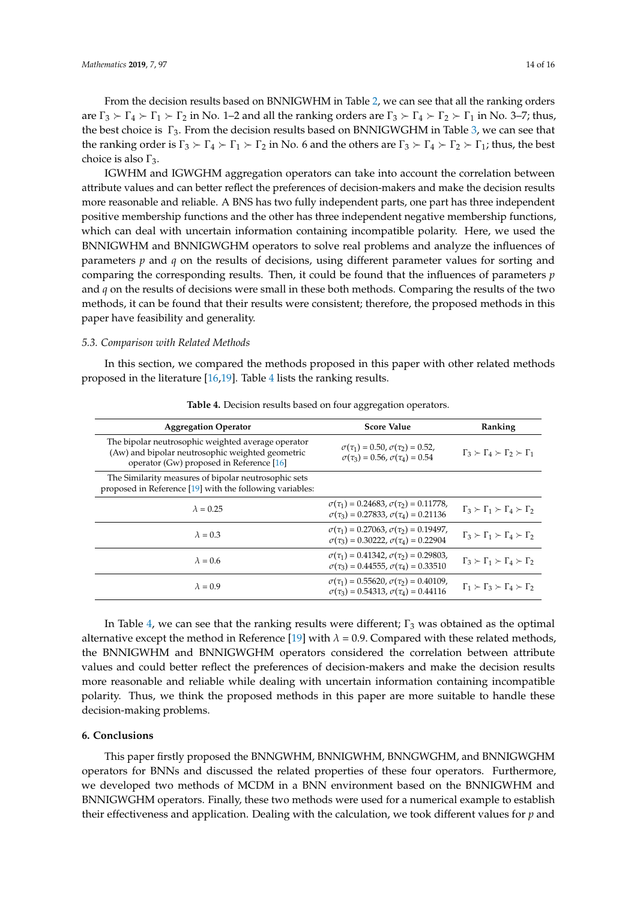From the decision results based on BNNIGWHM in Table 2, we can see that all the ranking orders are $\Gamma_3 \succ \Gamma_4 \succ \Gamma_1 \succ \Gamma_2$ in No. 1–2 and all the ranking orders are $\Gamma_3 \succ \Gamma_4 \succ \Gamma_2 \succ \Gamma_1$ in No. 3–7; thus, the best choice is $\Gamma_3$. From the decision results based on BNNIGWGHM in Table 3, we can see that the ranking order is $\Gamma_3 \succ \Gamma_4 \succ \Gamma_1 \succ \Gamma_2$ in No. 6 and the others are $\Gamma_3 \succ \Gamma_4 \succ \Gamma_2 \succ \Gamma_1$; thus, the best choice is also $\Gamma_3$.

IGWHM and IGWGHM aggregation operators can take into account the correlation between attribute values and can better reflect the preferences of decision-makers and make the decision results more reasonable and reliable. A BNS has two fully independent parts, one part has three independent positive membership functions and the other has three independent negative membership functions, which can deal with uncertain information containing incompatible polarity. Here, we used the BNNIGWHM and BNNIGWGHM operators to solve real problems and analyze the influences of parameters $p$ and $q$ on the results of decisions, using different parameter values for sorting and comparing the corresponding results. Then, it could be found that the influences of parameters $p$ and $q$ on the results of decisions were small in these both methods. Comparing the results of the two methods, it can be found that their results were consistent; therefore, the proposed methods in this paper have feasibility and generality.

### *5.3. Comparison with Related Methods*

In this section, we compared the methods proposed in this paper with other related methods proposed in the literature [16,19]. Table 4 lists the ranking results.

**Table 4.** Decision results based on four aggregation operators.

| Aggregation Operator | Score Value | Ranking |
|---|---|---|
| The bipolar neutrosophic weighted average operator (Aw) and bipolar neutrosophic weighted geometric operator (Gw) proposed in Reference [16] | $\sigma(\tau_1) = 0.50$, $\sigma(\tau_2) = 0.52$, $\sigma(\tau_3) = 0.56$, $\sigma(\tau_4) = 0.54$ | $\Gamma_3 \succ \Gamma_4 \succ \Gamma_2 \succ \Gamma_1$ |
| The Similarity measures of bipolar neutrosophic sets proposed in Reference [19] with the following variables: | | |
| $\lambda = 0.25$ | $\sigma(\tau_1) = 0.24683$, $\sigma(\tau_2) = 0.11778$, $\sigma(\tau_3) = 0.27833$, $\sigma(\tau_4) = 0.21136$ | $\Gamma_3 \succ \Gamma_1 \succ \Gamma_4 \succ \Gamma_2$ |
| $\lambda = 0.3$ | $\sigma(\tau_1) = 0.27063$, $\sigma(\tau_2) = 0.19497$, $\sigma(\tau_3) = 0.30222$, $\sigma(\tau_4) = 0.22904$ | $\Gamma_3 \succ \Gamma_1 \succ \Gamma_4 \succ \Gamma_2$ |
| $\lambda = 0.6$ | $\sigma(\tau_1) = 0.41342$, $\sigma(\tau_2) = 0.29803$, $\sigma(\tau_3) = 0.44555$, $\sigma(\tau_4) = 0.33510$ | $\Gamma_3 \succ \Gamma_1 \succ \Gamma_4 \succ \Gamma_2$ |
| $\lambda = 0.9$ | $\sigma(\tau_1) = 0.55620$, $\sigma(\tau_2) = 0.40109$, $\sigma(\tau_3) = 0.54313$, $\sigma(\tau_4) = 0.44116$ | $\Gamma_1 \succ \Gamma_3 \succ \Gamma_4 \succ \Gamma_2$ |

In Table 4, we can see that the ranking results were different; $\Gamma_3$ was obtained as the optimal alternative except the method in Reference [19] with $\lambda = 0.9$. Compared with these related methods, the BNNIGWHM and BNNIGWGHM operators considered the correlation between attribute values and could better reflect the preferences of decision-makers and make the decision results more reasonable and reliable while dealing with uncertain information containing incompatible polarity. Thus, we think the proposed methods in this paper are more suitable to handle these decision-making problems.

## 6. Conclusions

This paper firstly proposed the BNNGWHM, BNNIGWHM, BNNGWGHM, and BNNIGWGHM operators for BNNs and discussed the related properties of these four operators. Furthermore, we developed two methods of MCDM in a BNN environment based on the BNNIGWHM and BNNIGWGHM operators. Finally, these two methods were used for a numerical example to establish their effectiveness and application. Dealing with the calculation, we took different values for $p$ and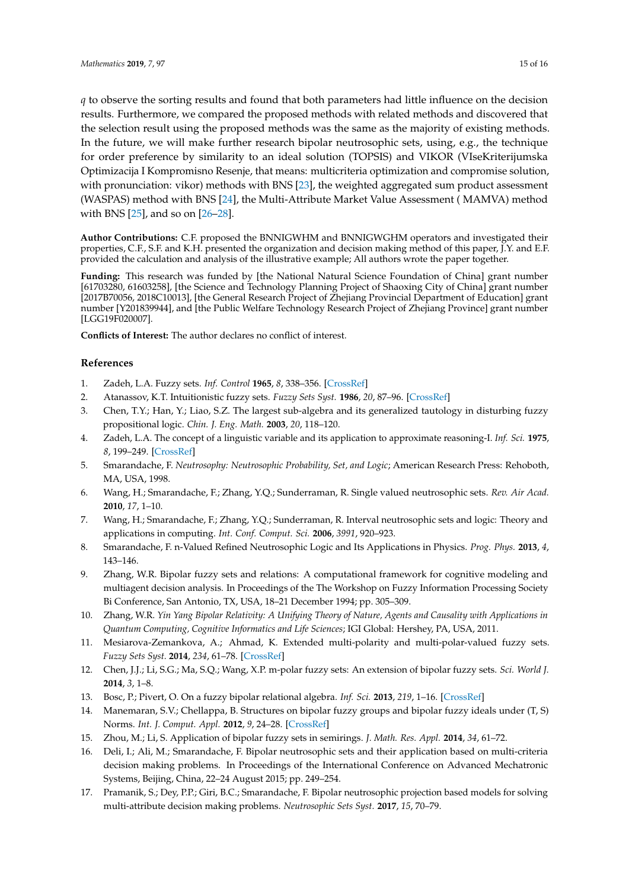$q$ to observe the sorting results and found that both parameters had little influence on the decision results. Furthermore, we compared the proposed methods with related methods and discovered that the selection result using the proposed methods was the same as the majority of existing methods. In the future, we will make further research bipolar neutrosophic sets, using, e.g., the technique for order preference by similarity to an ideal solution (TOPSIS) and VIKOR (VIseKriterijumska Optimizacija I Kompromisno Resenje, that means: multicriteria optimization and compromise solution, with pronunciation: vikor) methods with BNS [23], the weighted aggregated sum product assessment (WASPAS) method with BNS [24], the Multi-Attribute Market Value Assessment ( MAMVA) method with BNS [25], and so on [26–28].

**Author Contributions:** C.F. proposed the BNNIGWHM and BNNIGWGHM operators and investigated their properties, C.F., S.F. and K.H. presented the organization and decision making method of this paper, J.Y. and E.F. provided the calculation and analysis of the illustrative example; All authors wrote the paper together.

**Funding:** This research was funded by [the National Natural Science Foundation of China] grant number [61703280, 61603258], [the Science and Technology Planning Project of Shaoxing City of China] grant number [2017B70056, 2018C10013], [the General Research Project of Zhejiang Provincial Department of Education] grant number [Y201839944], and [the Public Welfare Technology Research Project of Zhejiang Province] grant number [LGG19F020007].

**Conflicts of Interest:** The author declares no conflict of interest.

## References

1. Zadeh, L.A. Fuzzy sets. *Inf. Control* **1965**, *8*, 338–356. [CrossRef]
2. Atanassov, K.T. Intuitionistic fuzzy sets. *Fuzzy Sets Syst.* **1986**, *20*, 87–96. [CrossRef]
3. Chen, T.Y.; Han, Y.; Liao, S.Z. The largest sub-algebra and its generalized tautology in disturbing fuzzy propositional logic. *Chin. J. Eng. Math.* **2003**, *20*, 118–120.
4. Zadeh, L.A. The concept of a linguistic variable and its application to approximate reasoning-I. *Inf. Sci.* **1975**, *8*, 199–249. [CrossRef]
5. Smarandache, F. *Neutrosophy: Neutrosophic Probability, Set, and Logic*; American Research Press: Rehoboth, MA, USA, 1998.
6. Wang, H.; Smarandache, F.; Zhang, Y.Q.; Sunderraman, R. Single valued neutrosophic sets. *Rev. Air Acad.* **2010**, *17*, 1–10.
7. Wang, H.; Smarandache, F.; Zhang, Y.Q.; Sunderraman, R. Interval neutrosophic sets and logic: Theory and applications in computing. *Int. Conf. Comput. Sci.* **2006**, *3991*, 920–923.
8. Smarandache, F. n-Valued Refined Neutrosophic Logic and Its Applications in Physics. *Prog. Phys.* **2013**, *4*, 143–146.
9. Zhang, W.R. Bipolar fuzzy sets and relations: A computational framework for cognitive modeling and multiagent decision analysis. In Proceedings of the The Workshop on Fuzzy Information Processing Society Bi Conference, San Antonio, TX, USA, 18–21 December 1994; pp. 305–309.
10. Zhang, W.R. *Yin Yang Bipolar Relativity: A Unifying Theory of Nature, Agents and Causality with Applications in Quantum Computing, Cognitive Informatics and Life Sciences*; IGI Global: Hershey, PA, USA, 2011.
11. Mesiarova-Zemankova, A.; Ahmad, K. Extended multi-polarity and multi-polar-valued fuzzy sets. *Fuzzy Sets Syst.* **2014**, *234*, 61–78. [CrossRef]
12. Chen, J.J.; Li, S.G.; Ma, S.Q.; Wang, X.P. m-polar fuzzy sets: An extension of bipolar fuzzy sets. *Sci. World J.* **2014**, *3*, 1–8.
13. Bosc, P.; Pivert, O. On a fuzzy bipolar relational algebra. *Inf. Sci.* **2013**, *219*, 1–16. [CrossRef]
14. Manemaran, S.V.; Chellappa, B. Structures on bipolar fuzzy groups and bipolar fuzzy ideals under (T, S) Norms. *Int. J. Comput. Appl.* **2012**, *9*, 24–28. [CrossRef]
15. Zhou, M.; Li, S. Application of bipolar fuzzy sets in semirings. *J. Math. Res. Appl.* **2014**, *34*, 61–72.
16. Deli, I.; Ali, M.; Smarandache, F. Bipolar neutrosophic sets and their application based on multi-criteria decision making problems. In Proceedings of the International Conference on Advanced Mechatronic Systems, Beijing, China, 22–24 August 2015; pp. 249–254.
17. Pramanik, S.; Dey, P.P.; Giri, B.C.; Smarandache, F. Bipolar neutrosophic projection based models for solving multi-attribute decision making problems. *Neutrosophic Sets Syst.* **2017**, *15*, 70–79.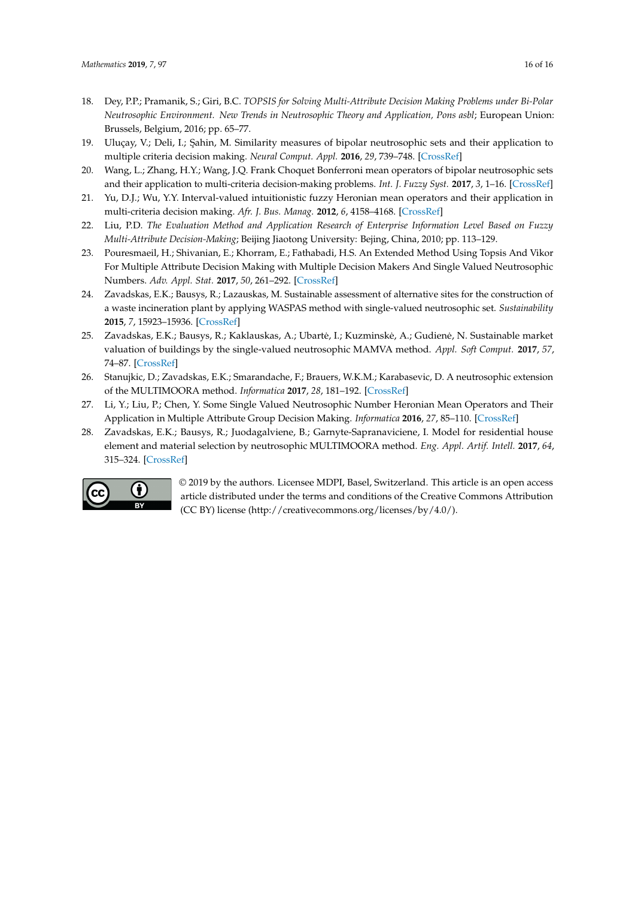18. Dey, P.P.; Pramanik, S.; Giri, B.C. *TOPSIS for Solving Multi-Attribute Decision Making Problems under Bi-Polar Neutrosophic Environment. New Trends in Neutrosophic Theory and Application, Pons asbl*; European Union: Brussels, Belgium, 2016; pp. 65–77.
19. Uluçay, V.; Deli, I.; Şahin, M. Similarity measures of bipolar neutrosophic sets and their application to multiple criteria decision making. *Neural Comput. Appl.* **2016**, *29*, 739–748. [CrossRef]
20. Wang, L.; Zhang, H.Y.; Wang, J.Q. Frank Choquet Bonferroni mean operators of bipolar neutrosophic sets and their application to multi-criteria decision-making problems. *Int. J. Fuzzy Syst.* **2017**, *3*, 1–16. [CrossRef]
21. Yu, D.J.; Wu, Y.Y. Interval-valued intuitionistic fuzzy Heronian mean operators and their application in multi-criteria decision making. *Afr. J. Bus. Manag.* **2012**, *6*, 4158–4168. [CrossRef]
22. Liu, P.D. *The Evaluation Method and Application Research of Enterprise Information Level Based on Fuzzy Multi-Attribute Decision-Making*; Beijing Jiaotong University: Bejing, China, 2010; pp. 113–129.
23. Pouresmaeil, H.; Shivanian, E.; Khorram, E.; Fathabadi, H.S. An Extended Method Using Topsis And Vikor For Multiple Attribute Decision Making with Multiple Decision Makers And Single Valued Neutrosophic Numbers. *Adv. Appl. Stat.* **2017**, *50*, 261–292. [CrossRef]
24. Zavadskas, E.K.; Bausys, R.; Lazauskas, M. Sustainable assessment of alternative sites for the construction of a waste incineration plant by applying WASPAS method with single-valued neutrosophic set. *Sustainability* **2015**, *7*, 15923–15936. [CrossRef]
25. Zavadskas, E.K.; Bausys, R.; Kaklauskas, A.; Ubartė, I.; Kuzminskė, A.; Gudienė, N. Sustainable market valuation of buildings by the single-valued neutrosophic MAMVA method. *Appl. Soft Comput.* **2017**, *57*, 74–87. [CrossRef]
26. Stanujkic, D.; Zavadskas, E.K.; Smarandache, F.; Brauers, W.K.M.; Karabasevic, D. A neutrosophic extension of the MULTIMOORA method. *Informatica* **2017**, *28*, 181–192. [CrossRef]
27. Li, Y.; Liu, P.; Chen, Y. Some Single Valued Neutrosophic Number Heronian Mean Operators and Their Application in Multiple Attribute Group Decision Making. *Informatica* **2016**, *27*, 85–110. [CrossRef]
28. Zavadskas, E.K.; Bausys, R.; Juodagalviene, B.; Garnyte-Sapranaviciene, I. Model for residential house element and material selection by neutrosophic MULTIMOORA method. *Eng. Appl. Artif. Intell.* **2017**, *64*, 315–324. [CrossRef]

© 2019 by the authors. Licensee MDPI, Basel, Switzerland. This article is an open access article distributed under the terms and conditions of the Creative Commons Attribution (CC BY) license (http://creativecommons.org/licenses/by/4.0/).